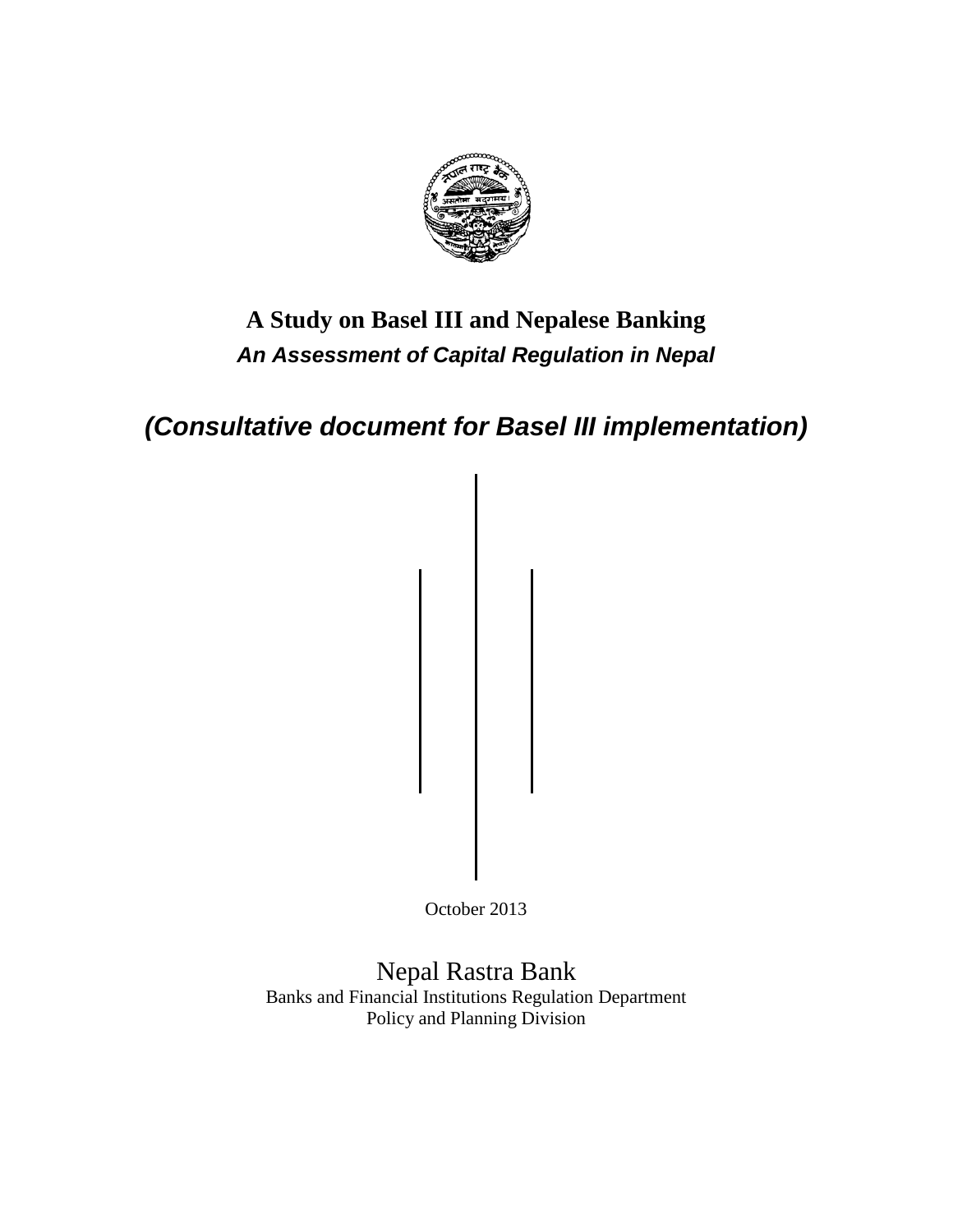# A Study on Basel III and Nepalese Banking

***An Assessment of Capital Regulation in Nepal***

## *(Consultative document for Basel III implementation)*

October 2013

Nepal Rastra Bank

Banks and Financial Institutions Regulation Department

Policy and Planning Division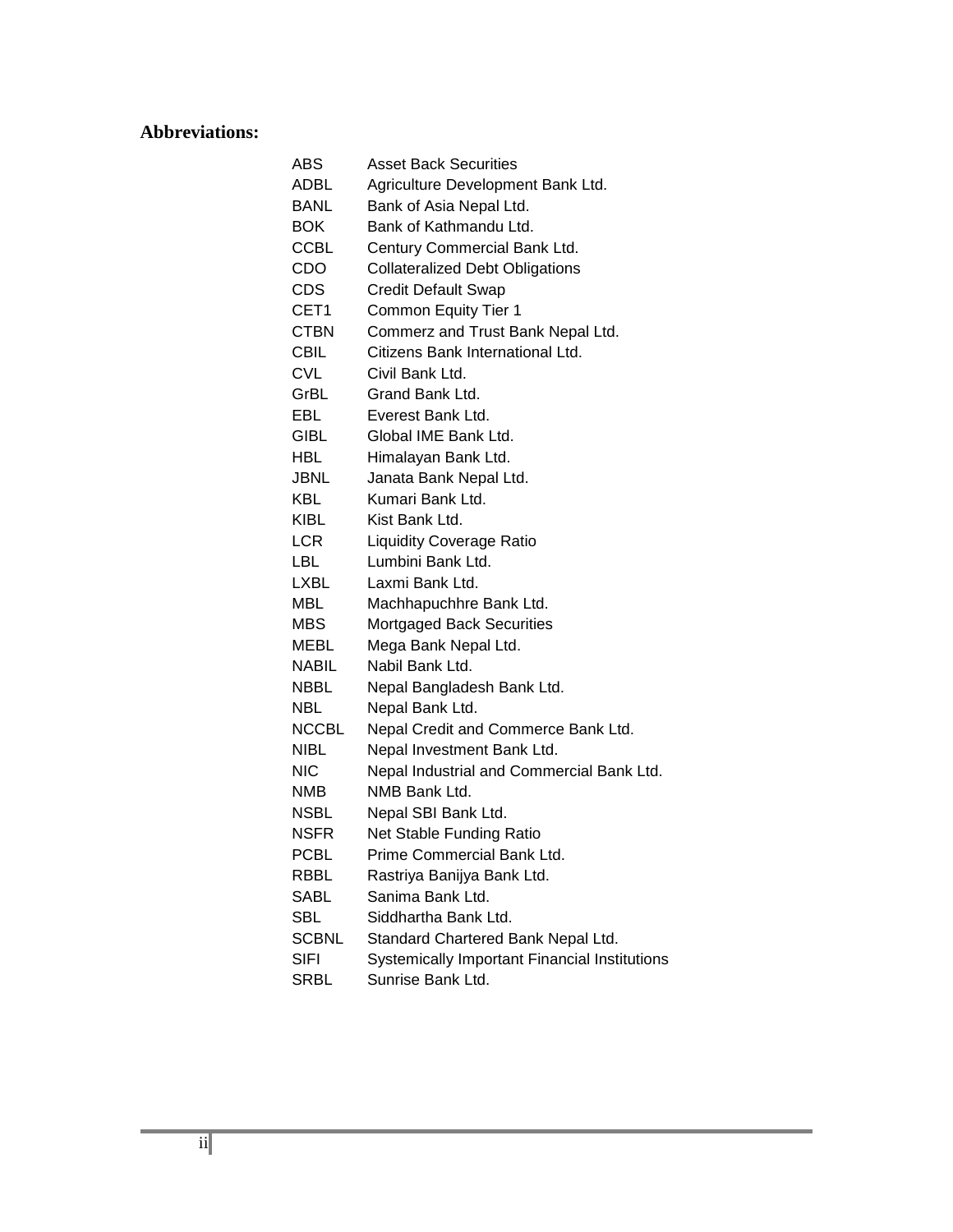**Abbreviations:**

| | |
|---|---|
| ABS | Asset Back Securities |
| ADBL | Agriculture Development Bank Ltd. |
| BANL | Bank of Asia Nepal Ltd. |
| BOK | Bank of Kathmandu Ltd. |
| CCBL | Century Commercial Bank Ltd. |
| CDO | Collateralized Debt Obligations |
| CDS | Credit Default Swap |
| CET1 | Common Equity Tier 1 |
| CTBN | Commerz and Trust Bank Nepal Ltd. |
| CBIL | Citizens Bank International Ltd. |
| CVL | Civil Bank Ltd. |
| GrBL | Grand Bank Ltd. |
| EBL | Everest Bank Ltd. |
| GIBL | Global IME Bank Ltd. |
| HBL | Himalayan Bank Ltd. |
| JBNL | Janata Bank Nepal Ltd. |
| KBL | Kumari Bank Ltd. |
| KIBL | Kist Bank Ltd. |
| LCR | Liquidity Coverage Ratio |
| LBL | Lumbini Bank Ltd. |
| LXBL | Laxmi Bank Ltd. |
| MBL | Machhapuchhre Bank Ltd. |
| MBS | Mortgaged Back Securities |
| MEBL | Mega Bank Nepal Ltd. |
| NABIL | Nabil Bank Ltd. |
| NBBL | Nepal Bangladesh Bank Ltd. |
| NBL | Nepal Bank Ltd. |
| NCCBL | Nepal Credit and Commerce Bank Ltd. |
| NIBL | Nepal Investment Bank Ltd. |
| NIC | Nepal Industrial and Commercial Bank Ltd. |
| NMB | NMB Bank Ltd. |
| NSBL | Nepal SBI Bank Ltd. |
| NSFR | Net Stable Funding Ratio |
| PCBL | Prime Commercial Bank Ltd. |
| RBBL | Rastriya Banijya Bank Ltd. |
| SABL | Sanima Bank Ltd. |
| SBL | Siddhartha Bank Ltd. |
| SCBNL | Standard Chartered Bank Nepal Ltd. |
| SIFI | Systemically Important Financial Institutions |
| SRBL | Sunrise Bank Ltd. |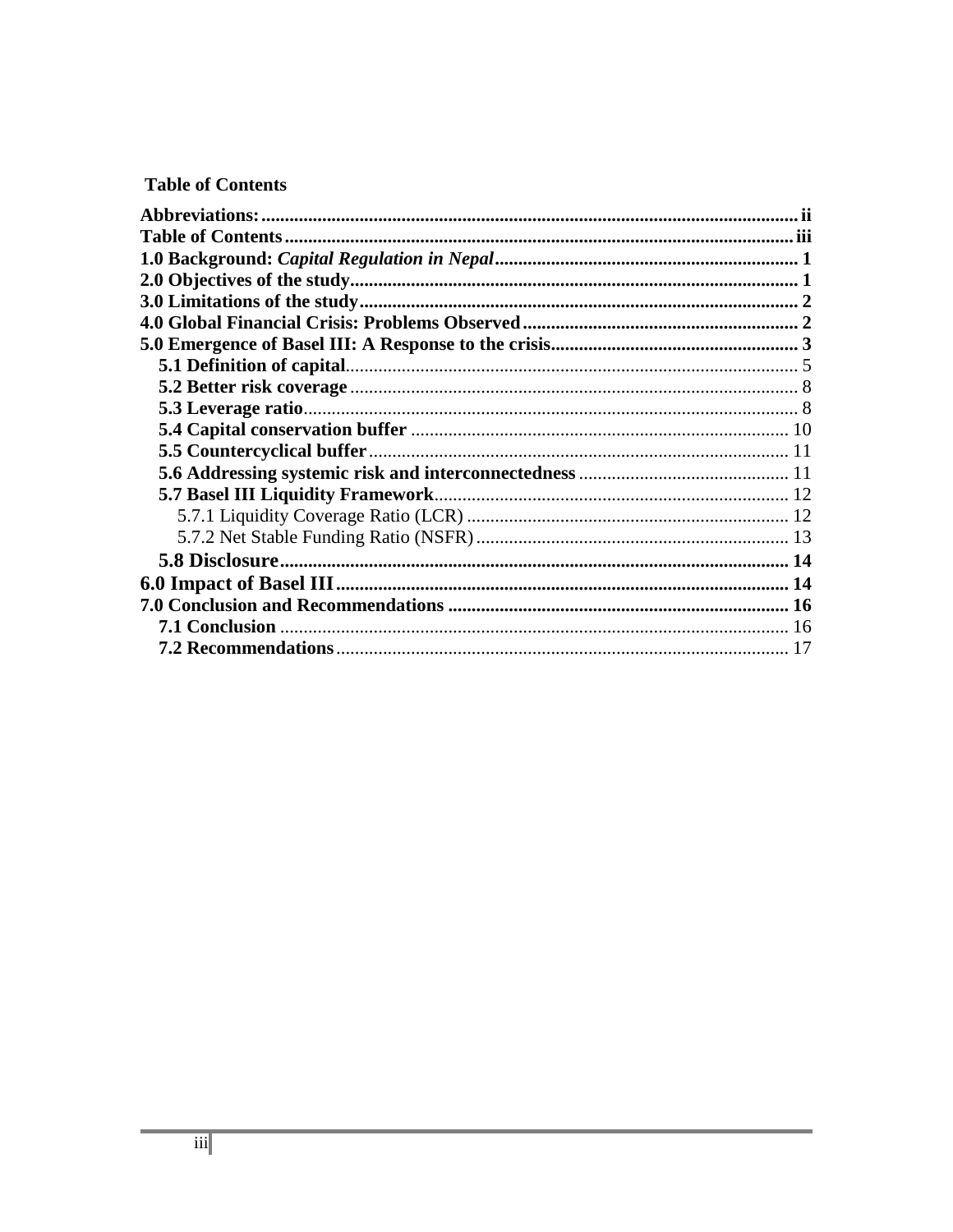**Table of Contents**

**Abbreviations:** .................................................. ii

**Table of Contents** .................................................. iii

**1.0 Background:** ***Capital Regulation in Nepal*** .................................................. 1

**2.0 Objectives of the study** .................................................. 1

**3.0 Limitations of the study** .................................................. 2

**4.0 Global Financial Crisis: Problems Observed** .................................................. 2

**5.0 Emergence of Basel III: A Response to the crisis** .................................................. 3

- **5.1 Definition of capital** .................................................. 5
- **5.2 Better risk coverage** .................................................. 8
- **5.3 Leverage ratio** .................................................. 8
- **5.4 Capital conservation buffer** .................................................. 10
- **5.5 Countercyclical buffer** .................................................. 11
- **5.6 Addressing systemic risk and interconnectedness** .................................................. 11
- **5.7 Basel III Liquidity Framework** .................................................. 12
  - 5.7.1 Liquidity Coverage Ratio (LCR) .................................................. 12
  - 5.7.2 Net Stable Funding Ratio (NSFR) .................................................. 13
- **5.8 Disclosure** .................................................. 14

**6.0 Impact of Basel III** .................................................. 14

**7.0 Conclusion and Recommendations** .................................................. 16

- **7.1 Conclusion** .................................................. 16
- **7.2 Recommendations** .................................................. 17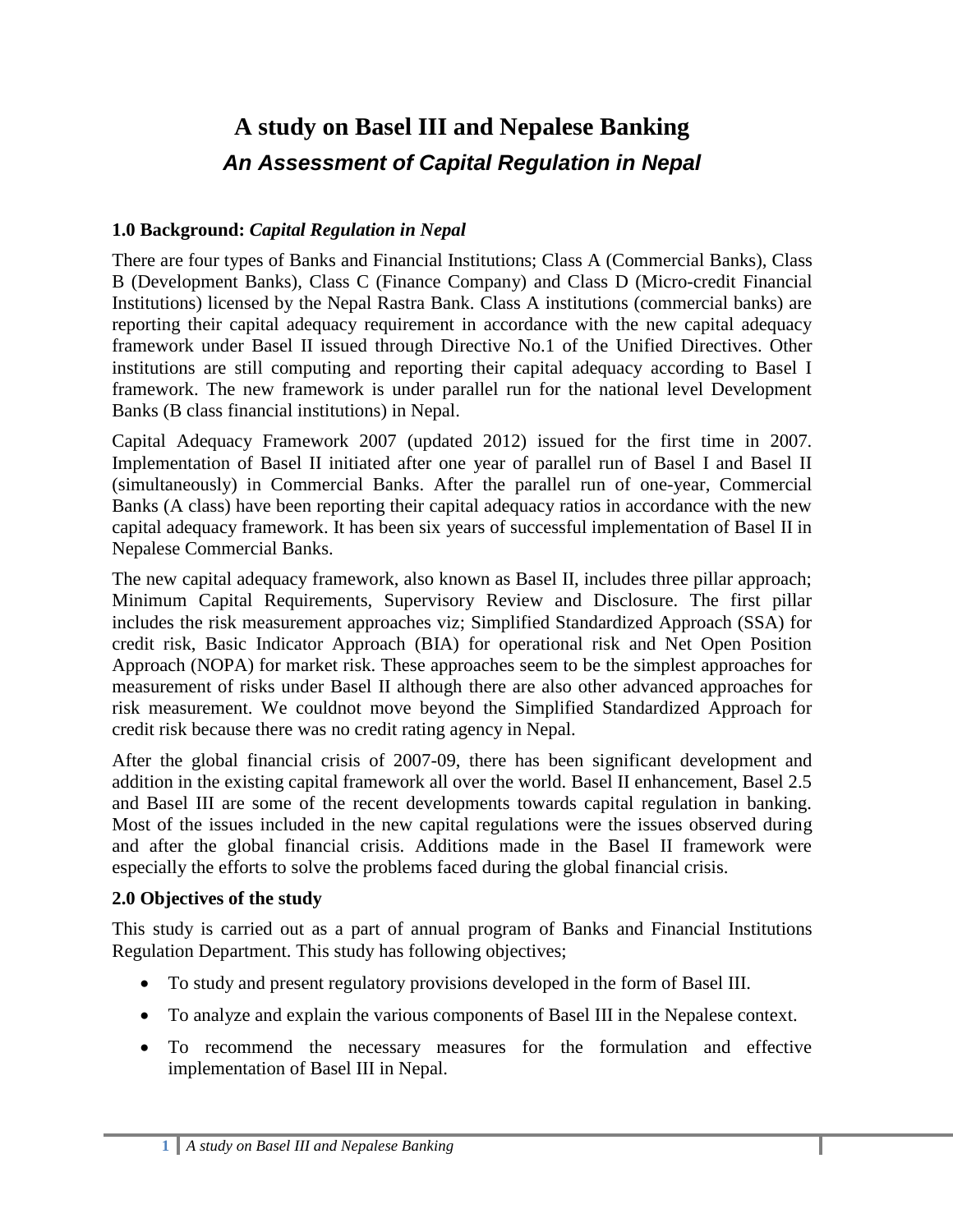# A study on Basel III and Nepalese Banking

## *An Assessment of Capital Regulation in Nepal*

### 1.0 Background: *Capital Regulation in Nepal*

There are four types of Banks and Financial Institutions; Class A (Commercial Banks), Class B (Development Banks), Class C (Finance Company) and Class D (Micro-credit Financial Institutions) licensed by the Nepal Rastra Bank. Class A institutions (commercial banks) are reporting their capital adequacy requirement in accordance with the new capital adequacy framework under Basel II issued through Directive No.1 of the Unified Directives. Other institutions are still computing and reporting their capital adequacy according to Basel I framework. The new framework is under parallel run for the national level Development Banks (B class financial institutions) in Nepal.

Capital Adequacy Framework 2007 (updated 2012) issued for the first time in 2007. Implementation of Basel II initiated after one year of parallel run of Basel I and Basel II (simultaneously) in Commercial Banks. After the parallel run of one-year, Commercial Banks (A class) have been reporting their capital adequacy ratios in accordance with the new capital adequacy framework. It has been six years of successful implementation of Basel II in Nepalese Commercial Banks.

The new capital adequacy framework, also known as Basel II, includes three pillar approach; Minimum Capital Requirements, Supervisory Review and Disclosure. The first pillar includes the risk measurement approaches viz; Simplified Standardized Approach (SSA) for credit risk, Basic Indicator Approach (BIA) for operational risk and Net Open Position Approach (NOPA) for market risk. These approaches seem to be the simplest approaches for measurement of risks under Basel II although there are also other advanced approaches for risk measurement. We couldnot move beyond the Simplified Standardized Approach for credit risk because there was no credit rating agency in Nepal.

After the global financial crisis of 2007-09, there has been significant development and addition in the existing capital framework all over the world. Basel II enhancement, Basel 2.5 and Basel III are some of the recent developments towards capital regulation in banking. Most of the issues included in the new capital regulations were the issues observed during and after the global financial crisis. Additions made in the Basel II framework were especially the efforts to solve the problems faced during the global financial crisis.

### 2.0 Objectives of the study

This study is carried out as a part of annual program of Banks and Financial Institutions Regulation Department. This study has following objectives;

- To study and present regulatory provisions developed in the form of Basel III.
- To analyze and explain the various components of Basel III in the Nepalese context.
- To recommend the necessary measures for the formulation and effective implementation of Basel III in Nepal.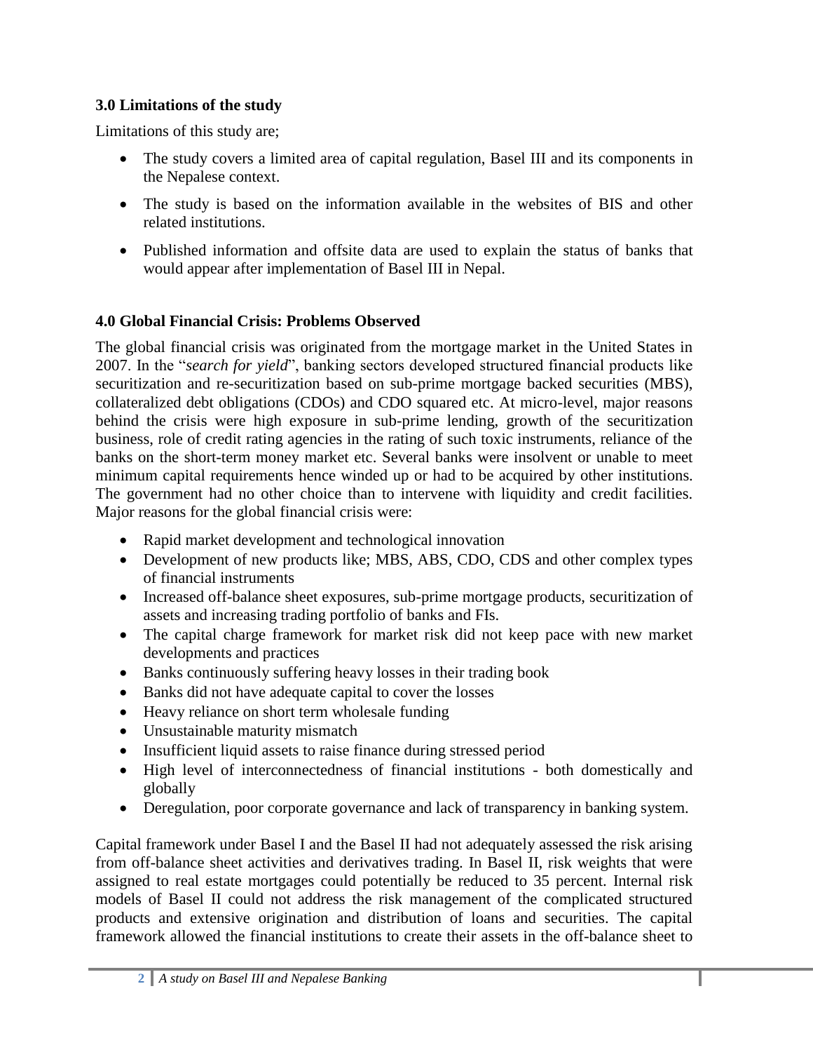### 3.0 Limitations of the study

Limitations of this study are;

- The study covers a limited area of capital regulation, Basel III and its components in the Nepalese context.
- The study is based on the information available in the websites of BIS and other related institutions.
- Published information and offsite data are used to explain the status of banks that would appear after implementation of Basel III in Nepal.

### 4.0 Global Financial Crisis: Problems Observed

The global financial crisis was originated from the mortgage market in the United States in 2007. In the "*search for yield*", banking sectors developed structured financial products like securitization and re-securitization based on sub-prime mortgage backed securities (MBS), collateralized debt obligations (CDOs) and CDO squared etc. At micro-level, major reasons behind the crisis were high exposure in sub-prime lending, growth of the securitization business, role of credit rating agencies in the rating of such toxic instruments, reliance of the banks on the short-term money market etc. Several banks were insolvent or unable to meet minimum capital requirements hence winded up or had to be acquired by other institutions. The government had no other choice than to intervene with liquidity and credit facilities. Major reasons for the global financial crisis were:

- Rapid market development and technological innovation
- Development of new products like; MBS, ABS, CDO, CDS and other complex types of financial instruments
- Increased off-balance sheet exposures, sub-prime mortgage products, securitization of assets and increasing trading portfolio of banks and FIs.
- The capital charge framework for market risk did not keep pace with new market developments and practices
- Banks continuously suffering heavy losses in their trading book
- Banks did not have adequate capital to cover the losses
- Heavy reliance on short term wholesale funding
- Unsustainable maturity mismatch
- Insufficient liquid assets to raise finance during stressed period
- High level of interconnectedness of financial institutions - both domestically and globally
- Deregulation, poor corporate governance and lack of transparency in banking system.

Capital framework under Basel I and the Basel II had not adequately assessed the risk arising from off-balance sheet activities and derivatives trading. In Basel II, risk weights that were assigned to real estate mortgages could potentially be reduced to 35 percent. Internal risk models of Basel II could not address the risk management of the complicated structured products and extensive origination and distribution of loans and securities. The capital framework allowed the financial institutions to create their assets in the off-balance sheet to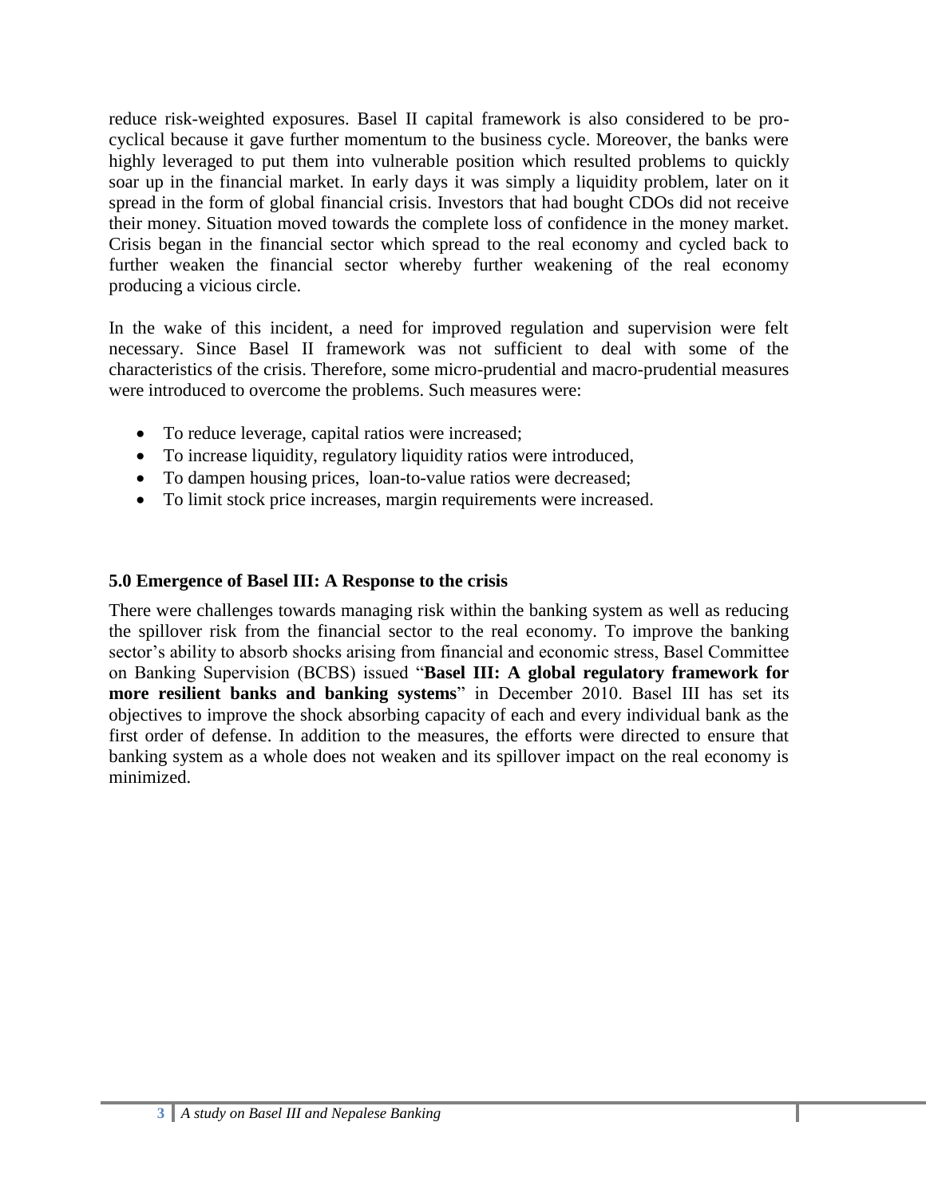reduce risk-weighted exposures. Basel II capital framework is also considered to be pro-cyclical because it gave further momentum to the business cycle. Moreover, the banks were highly leveraged to put them into vulnerable position which resulted problems to quickly soar up in the financial market. In early days it was simply a liquidity problem, later on it spread in the form of global financial crisis. Investors that had bought CDOs did not receive their money. Situation moved towards the complete loss of confidence in the money market. Crisis began in the financial sector which spread to the real economy and cycled back to further weaken the financial sector whereby further weakening of the real economy producing a vicious circle.

In the wake of this incident, a need for improved regulation and supervision were felt necessary. Since Basel II framework was not sufficient to deal with some of the characteristics of the crisis. Therefore, some micro-prudential and macro-prudential measures were introduced to overcome the problems. Such measures were:

- To reduce leverage, capital ratios were increased;
- To increase liquidity, regulatory liquidity ratios were introduced,
- To dampen housing prices, loan-to-value ratios were decreased;
- To limit stock price increases, margin requirements were increased.

### 5.0 Emergence of Basel III: A Response to the crisis

There were challenges towards managing risk within the banking system as well as reducing the spillover risk from the financial sector to the real economy. To improve the banking sector's ability to absorb shocks arising from financial and economic stress, Basel Committee on Banking Supervision (BCBS) issued "**Basel III: A global regulatory framework for more resilient banks and banking systems**" in December 2010. Basel III has set its objectives to improve the shock absorbing capacity of each and every individual bank as the first order of defense. In addition to the measures, the efforts were directed to ensure that banking system as a whole does not weaken and its spillover impact on the real economy is minimized.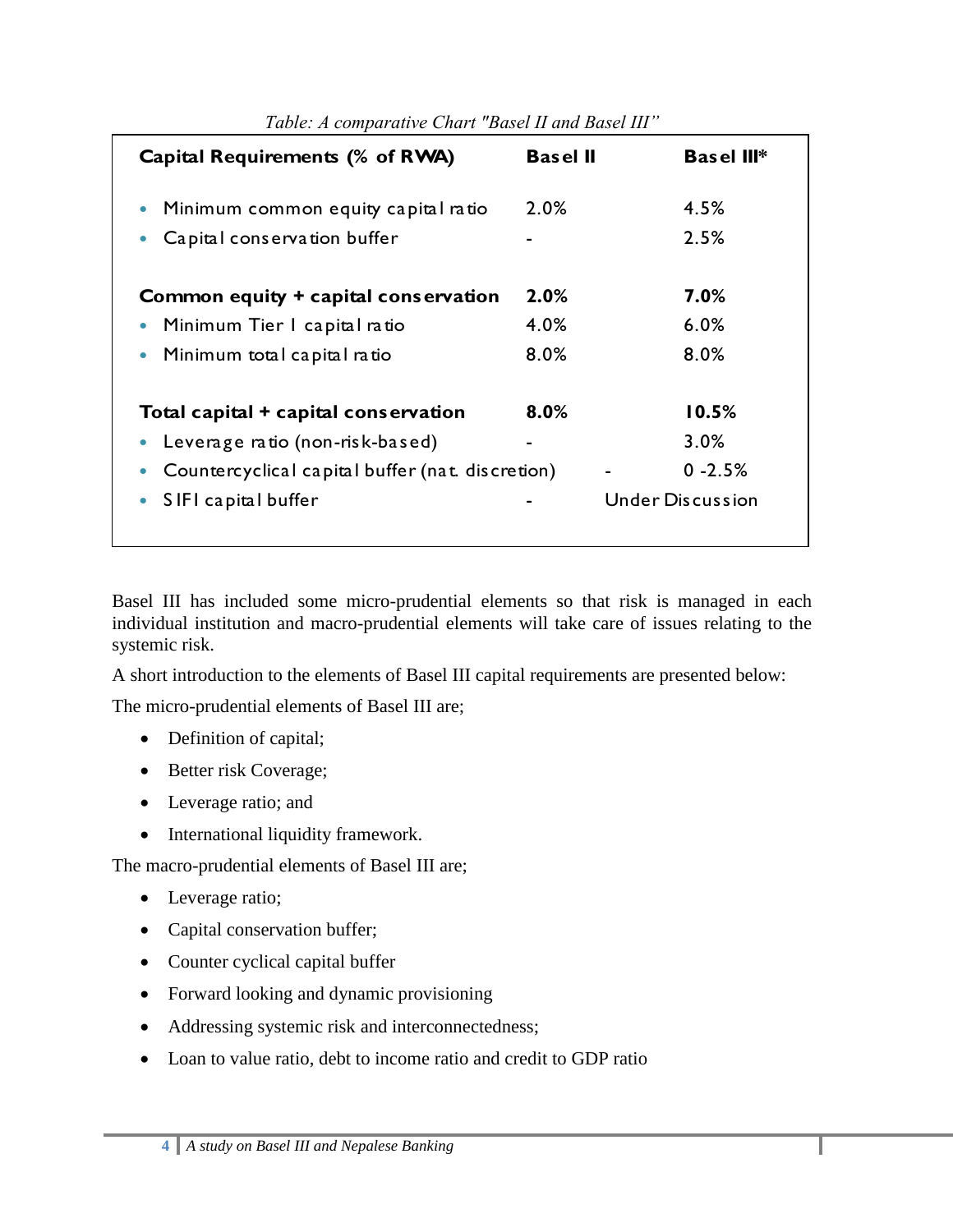*Table: A comparative Chart "Basel II and Basel III"*

| Capital Requirements (% of RWA) | Basel II | Basel III* |
|---|---|---|
| • Minimum common equity capital ratio | 2.0% | 4.5% |
| • Capital conservation buffer | - | 2.5% |
| **Common equity + capital conservation** | **2.0%** | **7.0%** |
| • Minimum Tier I capital ratio | 4.0% | 6.0% |
| • Minimum total capital ratio | 8.0% | 8.0% |
| **Total capital + capital conservation** | **8.0%** | **10.5%** |
| • Leverage ratio (non-risk-based) | - | 3.0% |
| • Countercyclical capital buffer (nat. discretion) | - | 0 -2.5% |
| • SIFI capital buffer | - | Under Discussion |

Basel III has included some micro-prudential elements so that risk is managed in each individual institution and macro-prudential elements will take care of issues relating to the systemic risk.

A short introduction to the elements of Basel III capital requirements are presented below:

The micro-prudential elements of Basel III are;

- Definition of capital;
- Better risk Coverage;
- Leverage ratio; and
- International liquidity framework.

The macro-prudential elements of Basel III are;

- Leverage ratio;
- Capital conservation buffer;
- Counter cyclical capital buffer
- Forward looking and dynamic provisioning
- Addressing systemic risk and interconnectedness;
- Loan to value ratio, debt to income ratio and credit to GDP ratio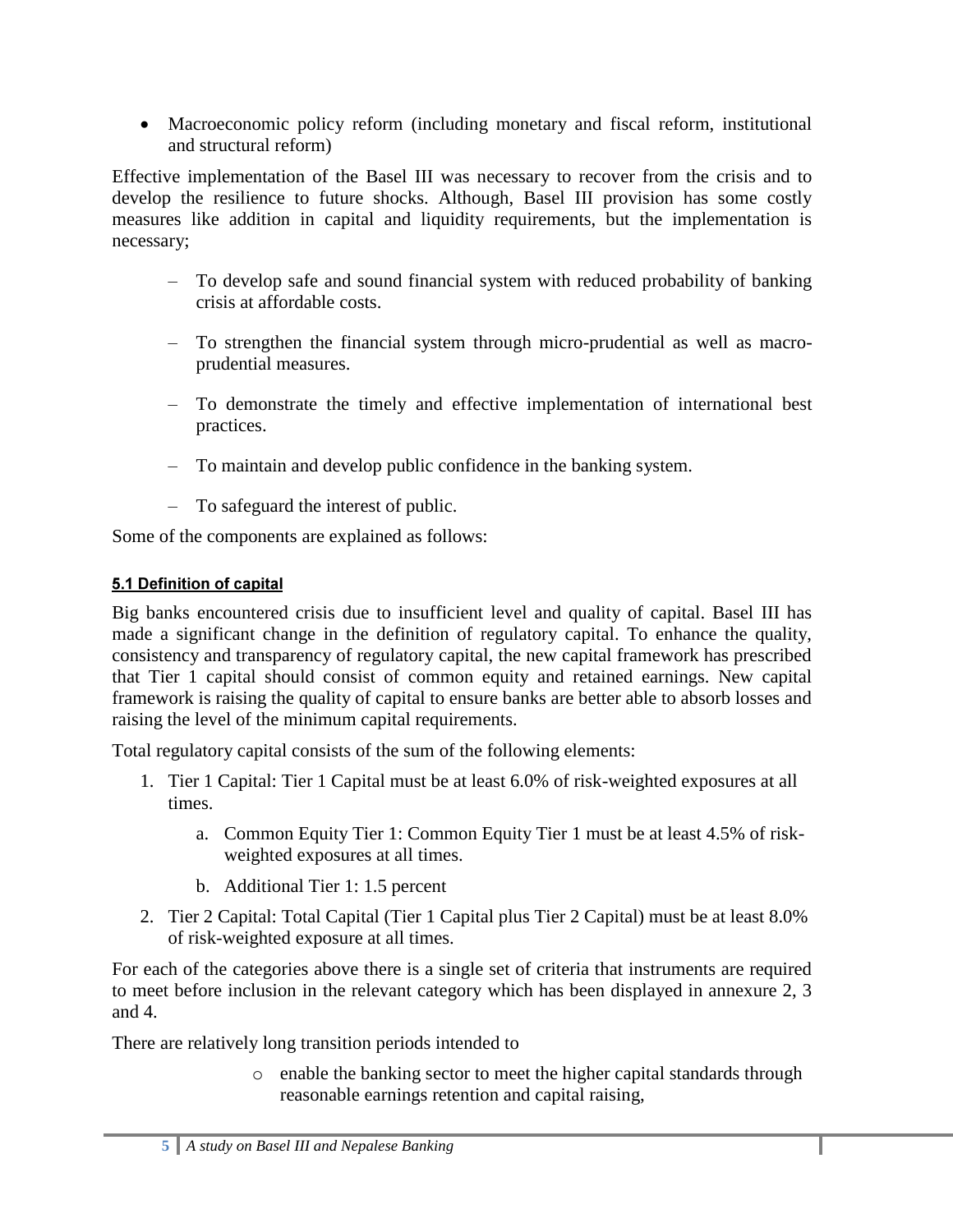- Macroeconomic policy reform (including monetary and fiscal reform, institutional and structural reform)

Effective implementation of the Basel III was necessary to recover from the crisis and to develop the resilience to future shocks. Although, Basel III provision has some costly measures like addition in capital and liquidity requirements, but the implementation is necessary;

- To develop safe and sound financial system with reduced probability of banking crisis at affordable costs.
- To strengthen the financial system through micro-prudential as well as macro-prudential measures.
- To demonstrate the timely and effective implementation of international best practices.
- To maintain and develop public confidence in the banking system.
- To safeguard the interest of public.

Some of the components are explained as follows:

#### 5.1 Definition of capital

Big banks encountered crisis due to insufficient level and quality of capital. Basel III has made a significant change in the definition of regulatory capital. To enhance the quality, consistency and transparency of regulatory capital, the new capital framework has prescribed that Tier 1 capital should consist of common equity and retained earnings. New capital framework is raising the quality of capital to ensure banks are better able to absorb losses and raising the level of the minimum capital requirements.

Total regulatory capital consists of the sum of the following elements:

1. Tier 1 Capital: Tier 1 Capital must be at least 6.0% of risk-weighted exposures at all times.
   a. Common Equity Tier 1: Common Equity Tier 1 must be at least 4.5% of risk-weighted exposures at all times.
   b. Additional Tier 1: 1.5 percent
2. Tier 2 Capital: Total Capital (Tier 1 Capital plus Tier 2 Capital) must be at least 8.0% of risk-weighted exposure at all times.

For each of the categories above there is a single set of criteria that instruments are required to meet before inclusion in the relevant category which has been displayed in annexure 2, 3 and 4.

There are relatively long transition periods intended to

- enable the banking sector to meet the higher capital standards through reasonable earnings retention and capital raising,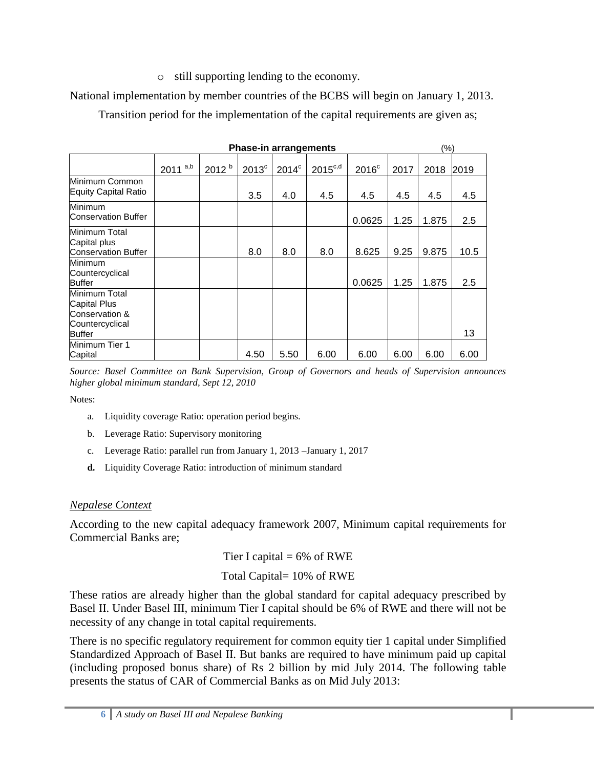- still supporting lending to the economy.

National implementation by member countries of the BCBS will begin on January 1, 2013.

Transition period for the implementation of the capital requirements are given as;

**Phase-in arrangements** (%)

| | 2011 [a,b] | 2012 [b] | 2013[c] | 2014[c] | 2015[c,d] | 2016[c] | 2017 | 2018 | 2019 |
|---|---|---|---|---|---|---|---|---|---|
| Minimum Common Equity Capital Ratio | | | 3.5 | 4.0 | 4.5 | 4.5 | 4.5 | 4.5 | 4.5 |
| Minimum Conservation Buffer | | | | | | 0.0625 | 1.25 | 1.875 | 2.5 |
| Minimum Total Capital plus Conservation Buffer | | | 8.0 | 8.0 | 8.0 | 8.625 | 9.25 | 9.875 | 10.5 |
| Minimum Countercyclical Buffer | | | | | | 0.0625 | 1.25 | 1.875 | 2.5 |
| Minimum Total Capital Plus Conservation & Countercyclical Buffer | | | | | | | | | 13 |
| Minimum Tier 1 Capital | | | 4.50 | 5.50 | 6.00 | 6.00 | 6.00 | 6.00 | 6.00 |

*Source: Basel Committee on Bank Supervision, Group of Governors and heads of Supervision announces higher global minimum standard, Sept 12, 2010*

Notes:

a. Liquidity coverage Ratio: operation period begins.
b. Leverage Ratio: Supervisory monitoring
c. Leverage Ratio: parallel run from January 1, 2013 –January 1, 2017
**d.** Liquidity Coverage Ratio: introduction of minimum standard

*Nepalese Context*

According to the new capital adequacy framework 2007, Minimum capital requirements for Commercial Banks are;

Tier I capital = 6% of RWE

Total Capital= 10% of RWE

These ratios are already higher than the global standard for capital adequacy prescribed by Basel II. Under Basel III, minimum Tier I capital should be 6% of RWE and there will not be necessity of any change in total capital requirements.

There is no specific regulatory requirement for common equity tier 1 capital under Simplified Standardized Approach of Basel II. But banks are required to have minimum paid up capital (including proposed bonus share) of Rs 2 billion by mid July 2014. The following table presents the status of CAR of Commercial Banks as on Mid July 2013: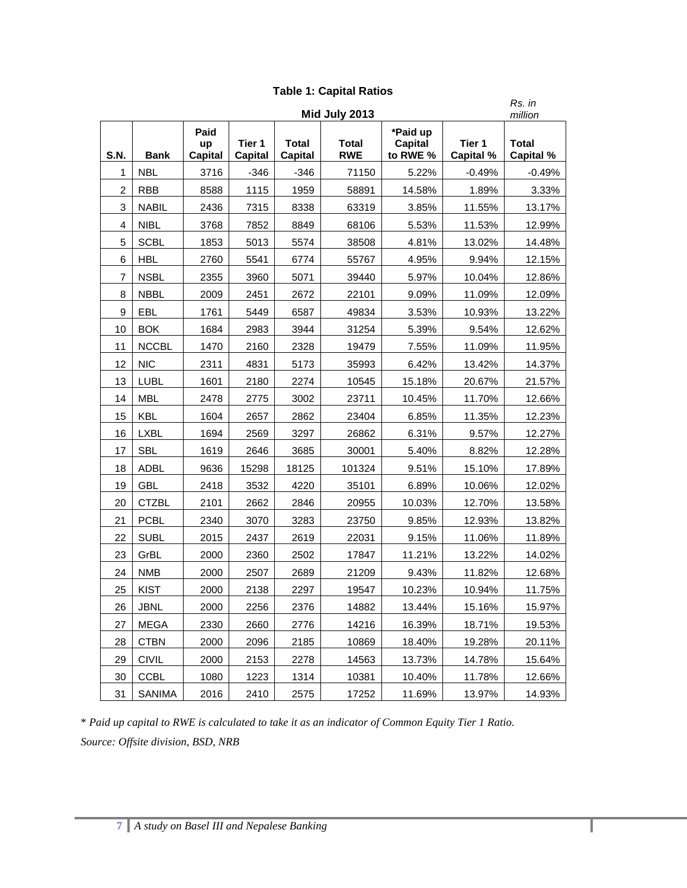**Table 1: Capital Ratios**

Mid July 2013 — *Rs. in million*

| S.N. | Bank | Paid up Capital | Tier 1 Capital | Total Capital | Total RWE | *Paid up Capital to RWE % | Tier 1 Capital % | Total Capital % |
|---|---|---|---|---|---|---|---|---|
| 1 | NBL | 3716 | -346 | -346 | 71150 | 5.22% | -0.49% | -0.49% |
| 2 | RBB | 8588 | 1115 | 1959 | 58891 | 14.58% | 1.89% | 3.33% |
| 3 | NABIL | 2436 | 7315 | 8338 | 63319 | 3.85% | 11.55% | 13.17% |
| 4 | NIBL | 3768 | 7852 | 8849 | 68106 | 5.53% | 11.53% | 12.99% |
| 5 | SCBL | 1853 | 5013 | 5574 | 38508 | 4.81% | 13.02% | 14.48% |
| 6 | HBL | 2760 | 5541 | 6774 | 55767 | 4.95% | 9.94% | 12.15% |
| 7 | NSBL | 2355 | 3960 | 5071 | 39440 | 5.97% | 10.04% | 12.86% |
| 8 | NBBL | 2009 | 2451 | 2672 | 22101 | 9.09% | 11.09% | 12.09% |
| 9 | EBL | 1761 | 5449 | 6587 | 49834 | 3.53% | 10.93% | 13.22% |
| 10 | BOK | 1684 | 2983 | 3944 | 31254 | 5.39% | 9.54% | 12.62% |
| 11 | NCCBL | 1470 | 2160 | 2328 | 19479 | 7.55% | 11.09% | 11.95% |
| 12 | NIC | 2311 | 4831 | 5173 | 35993 | 6.42% | 13.42% | 14.37% |
| 13 | LUBL | 1601 | 2180 | 2274 | 10545 | 15.18% | 20.67% | 21.57% |
| 14 | MBL | 2478 | 2775 | 3002 | 23711 | 10.45% | 11.70% | 12.66% |
| 15 | KBL | 1604 | 2657 | 2862 | 23404 | 6.85% | 11.35% | 12.23% |
| 16 | LXBL | 1694 | 2569 | 3297 | 26862 | 6.31% | 9.57% | 12.27% |
| 17 | SBL | 1619 | 2646 | 3685 | 30001 | 5.40% | 8.82% | 12.28% |
| 18 | ADBL | 9636 | 15298 | 18125 | 101324 | 9.51% | 15.10% | 17.89% |
| 19 | GBL | 2418 | 3532 | 4220 | 35101 | 6.89% | 10.06% | 12.02% |
| 20 | CTZBL | 2101 | 2662 | 2846 | 20955 | 10.03% | 12.70% | 13.58% |
| 21 | PCBL | 2340 | 3070 | 3283 | 23750 | 9.85% | 12.93% | 13.82% |
| 22 | SUBL | 2015 | 2437 | 2619 | 22031 | 9.15% | 11.06% | 11.89% |
| 23 | GrBL | 2000 | 2360 | 2502 | 17847 | 11.21% | 13.22% | 14.02% |
| 24 | NMB | 2000 | 2507 | 2689 | 21209 | 9.43% | 11.82% | 12.68% |
| 25 | KIST | 2000 | 2138 | 2297 | 19547 | 10.23% | 10.94% | 11.75% |
| 26 | JBNL | 2000 | 2256 | 2376 | 14882 | 13.44% | 15.16% | 15.97% |
| 27 | MEGA | 2330 | 2660 | 2776 | 14216 | 16.39% | 18.71% | 19.53% |
| 28 | CTBN | 2000 | 2096 | 2185 | 10869 | 18.40% | 19.28% | 20.11% |
| 29 | CIVIL | 2000 | 2153 | 2278 | 14563 | 13.73% | 14.78% | 15.64% |
| 30 | CCBL | 1080 | 1223 | 1314 | 10381 | 10.40% | 11.78% | 12.66% |
| 31 | SANIMA | 2016 | 2410 | 2575 | 17252 | 11.69% | 13.97% | 14.93% |

*\* Paid up capital to RWE is calculated to take it as an indicator of Common Equity Tier 1 Ratio.*

*Source: Offsite division, BSD, NRB*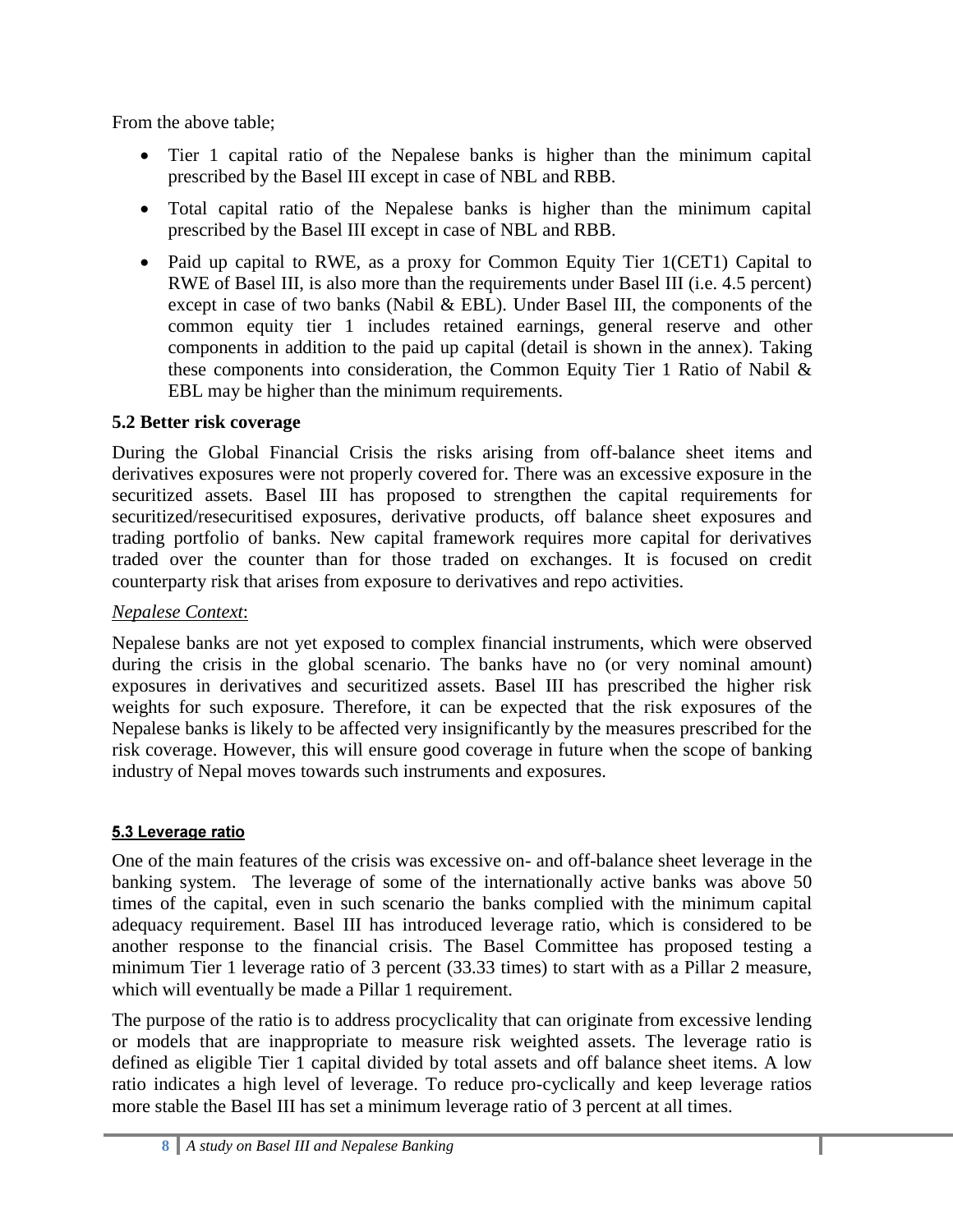From the above table;

- Tier 1 capital ratio of the Nepalese banks is higher than the minimum capital prescribed by the Basel III except in case of NBL and RBB.
- Total capital ratio of the Nepalese banks is higher than the minimum capital prescribed by the Basel III except in case of NBL and RBB.
- Paid up capital to RWE, as a proxy for Common Equity Tier 1(CET1) Capital to RWE of Basel III, is also more than the requirements under Basel III (i.e. 4.5 percent) except in case of two banks (Nabil & EBL). Under Basel III, the components of the common equity tier 1 includes retained earnings, general reserve and other components in addition to the paid up capital (detail is shown in the annex). Taking these components into consideration, the Common Equity Tier 1 Ratio of Nabil & EBL may be higher than the minimum requirements.

### 5.2 Better risk coverage

During the Global Financial Crisis the risks arising from off-balance sheet items and derivatives exposures were not properly covered for. There was an excessive exposure in the securitized assets. Basel III has proposed to strengthen the capital requirements for securitized/resecuritised exposures, derivative products, off balance sheet exposures and trading portfolio of banks. New capital framework requires more capital for derivatives traded over the counter than for those traded on exchanges. It is focused on credit counterparty risk that arises from exposure to derivatives and repo activities.

*Nepalese Context*:

Nepalese banks are not yet exposed to complex financial instruments, which were observed during the crisis in the global scenario. The banks have no (or very nominal amount) exposures in derivatives and securitized assets. Basel III has prescribed the higher risk weights for such exposure. Therefore, it can be expected that the risk exposures of the Nepalese banks is likely to be affected very insignificantly by the measures prescribed for the risk coverage. However, this will ensure good coverage in future when the scope of banking industry of Nepal moves towards such instruments and exposures.

### 5.3 Leverage ratio

One of the main features of the crisis was excessive on- and off-balance sheet leverage in the banking system. The leverage of some of the internationally active banks was above 50 times of the capital, even in such scenario the banks complied with the minimum capital adequacy requirement. Basel III has introduced leverage ratio, which is considered to be another response to the financial crisis. The Basel Committee has proposed testing a minimum Tier 1 leverage ratio of 3 percent (33.33 times) to start with as a Pillar 2 measure, which will eventually be made a Pillar 1 requirement.

The purpose of the ratio is to address procyclicality that can originate from excessive lending or models that are inappropriate to measure risk weighted assets. The leverage ratio is defined as eligible Tier 1 capital divided by total assets and off balance sheet items. A low ratio indicates a high level of leverage. To reduce pro-cyclically and keep leverage ratios more stable the Basel III has set a minimum leverage ratio of 3 percent at all times.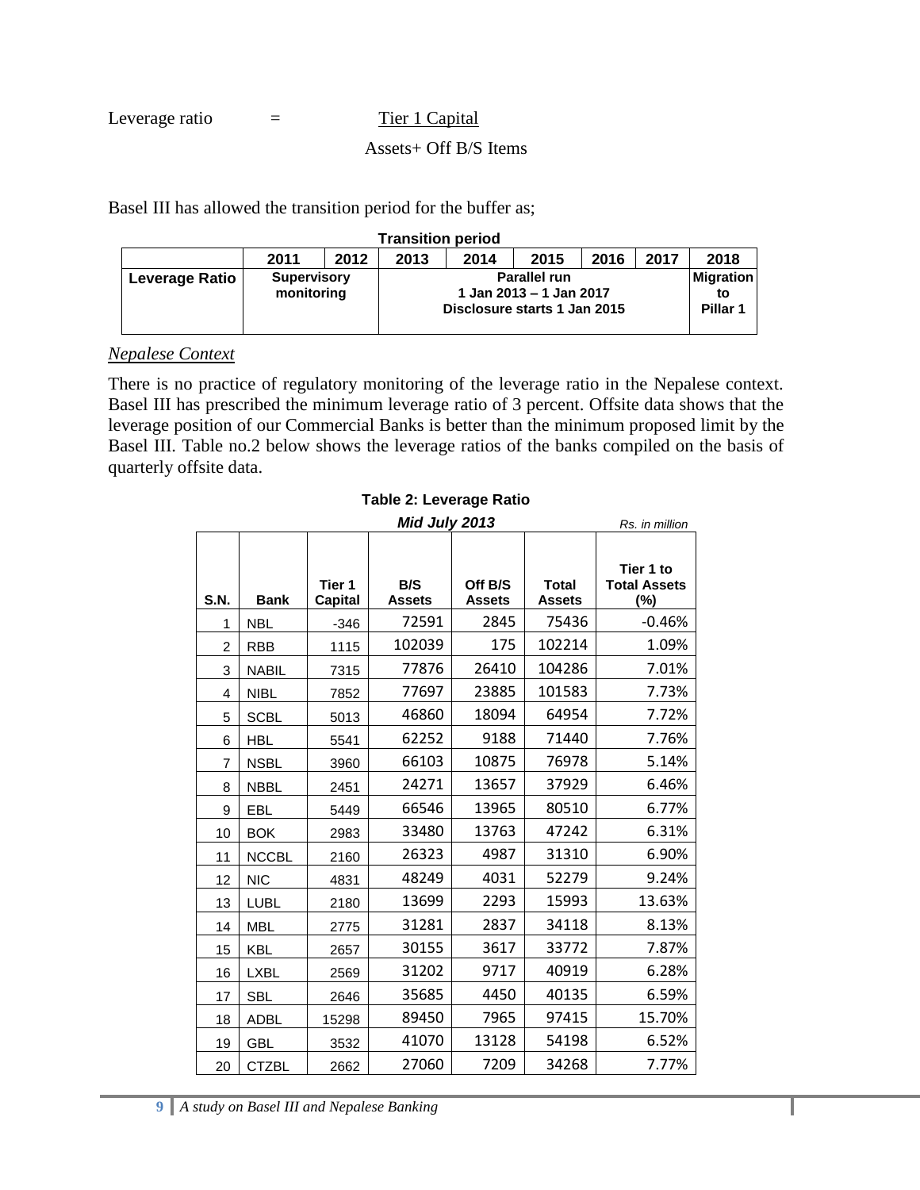$$\text{Leverage ratio} = \frac{\text{Tier 1 Capital}}{\text{Assets+ Off B/S Items}}$$

Basel III has allowed the transition period for the buffer as;

**Transition period**

| | 2011 | 2012 | 2013 | 2014 | 2015 | 2016 | 2017 | 2018 |
|---|---|---|---|---|---|---|---|---|
| **Leverage Ratio** | **Supervisory monitoring** | | **Parallel run 1 Jan 2013 – 1 Jan 2017 Disclosure starts 1 Jan 2015** | | | | | **Migration to Pillar 1** |

*Nepalese Context*

There is no practice of regulatory monitoring of the leverage ratio in the Nepalese context. Basel III has prescribed the minimum leverage ratio of 3 percent. Offsite data shows that the leverage position of our Commercial Banks is better than the minimum proposed limit by the Basel III. Table no.2 below shows the leverage ratios of the banks compiled on the basis of quarterly offsite data.

**Table 2: Leverage Ratio**

***Mid July 2013*** *Rs. in million*

| S.N. | Bank | Tier 1 Capital | B/S Assets | Off B/S Assets | Total Assets | Tier 1 to Total Assets (%) |
|---|---|---|---|---|---|---|
| 1 | NBL | -346 | 72591 | 2845 | 75436 | -0.46% |
| 2 | RBB | 1115 | 102039 | 175 | 102214 | 1.09% |
| 3 | NABIL | 7315 | 77876 | 26410 | 104286 | 7.01% |
| 4 | NIBL | 7852 | 77697 | 23885 | 101583 | 7.73% |
| 5 | SCBL | 5013 | 46860 | 18094 | 64954 | 7.72% |
| 6 | HBL | 5541 | 62252 | 9188 | 71440 | 7.76% |
| 7 | NSBL | 3960 | 66103 | 10875 | 76978 | 5.14% |
| 8 | NBBL | 2451 | 24271 | 13657 | 37929 | 6.46% |
| 9 | EBL | 5449 | 66546 | 13965 | 80510 | 6.77% |
| 10 | BOK | 2983 | 33480 | 13763 | 47242 | 6.31% |
| 11 | NCCBL | 2160 | 26323 | 4987 | 31310 | 6.90% |
| 12 | NIC | 4831 | 48249 | 4031 | 52279 | 9.24% |
| 13 | LUBL | 2180 | 13699 | 2293 | 15993 | 13.63% |
| 14 | MBL | 2775 | 31281 | 2837 | 34118 | 8.13% |
| 15 | KBL | 2657 | 30155 | 3617 | 33772 | 7.87% |
| 16 | LXBL | 2569 | 31202 | 9717 | 40919 | 6.28% |
| 17 | SBL | 2646 | 35685 | 4450 | 40135 | 6.59% |
| 18 | ADBL | 15298 | 89450 | 7965 | 97415 | 15.70% |
| 19 | GBL | 3532 | 41070 | 13128 | 54198 | 6.52% |
| 20 | CTZBL | 2662 | 27060 | 7209 | 34268 | 7.77% |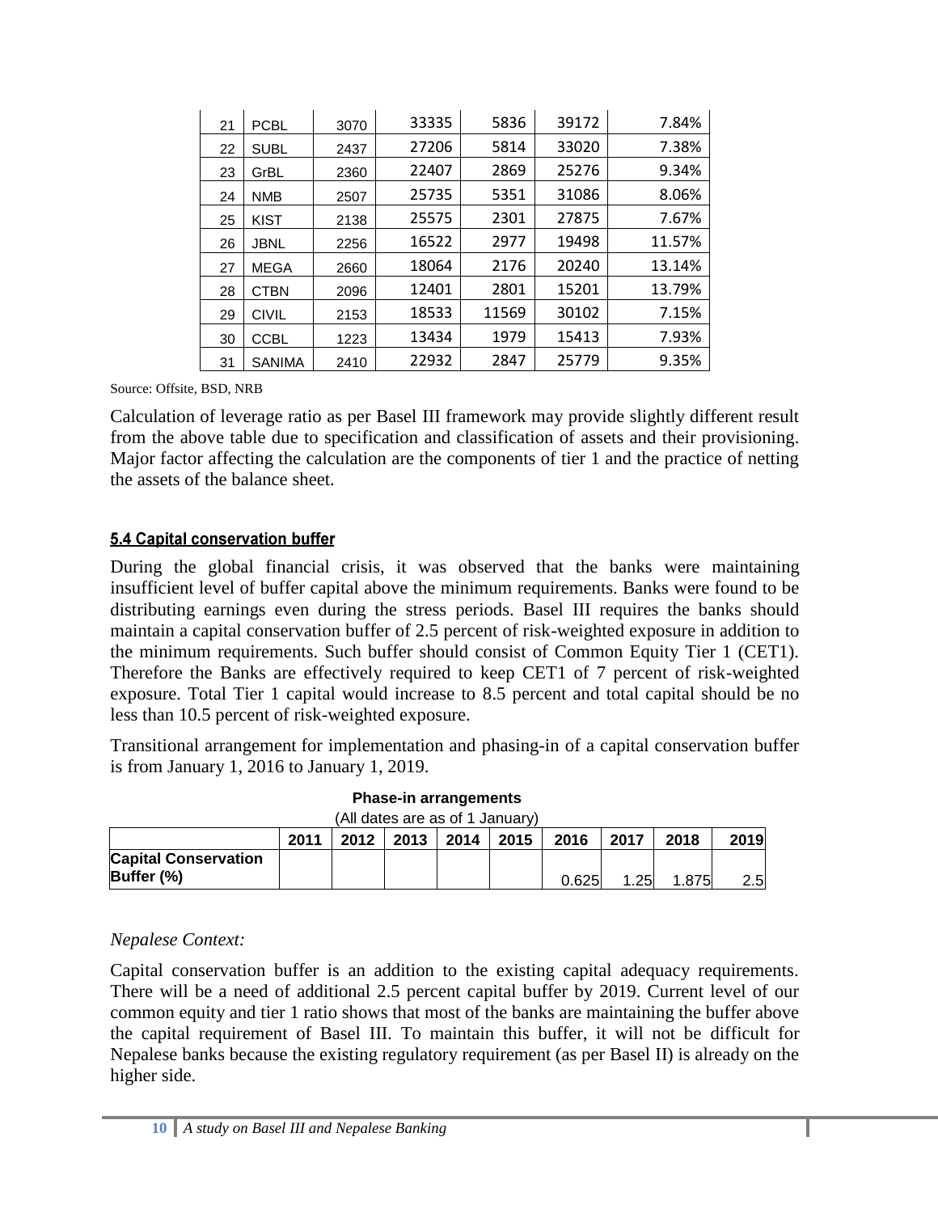| 21 | PCBL | 3070 | 33335 | 5836 | 39172 | 7.84% |
|---|---|---|---|---|---|---|
| 22 | SUBL | 2437 | 27206 | 5814 | 33020 | 7.38% |
| 23 | GrBL | 2360 | 22407 | 2869 | 25276 | 9.34% |
| 24 | NMB | 2507 | 25735 | 5351 | 31086 | 8.06% |
| 25 | KIST | 2138 | 25575 | 2301 | 27875 | 7.67% |
| 26 | JBNL | 2256 | 16522 | 2977 | 19498 | 11.57% |
| 27 | MEGA | 2660 | 18064 | 2176 | 20240 | 13.14% |
| 28 | CTBN | 2096 | 12401 | 2801 | 15201 | 13.79% |
| 29 | CIVIL | 2153 | 18533 | 11569 | 30102 | 7.15% |
| 30 | CCBL | 1223 | 13434 | 1979 | 15413 | 7.93% |
| 31 | SANIMA | 2410 | 22932 | 2847 | 25779 | 9.35% |

Source: Offsite, BSD, NRB

Calculation of leverage ratio as per Basel III framework may provide slightly different result from the above table due to specification and classification of assets and their provisioning. Major factor affecting the calculation are the components of tier 1 and the practice of netting the assets of the balance sheet.

### 5.4 Capital conservation buffer

During the global financial crisis, it was observed that the banks were maintaining insufficient level of buffer capital above the minimum requirements. Banks were found to be distributing earnings even during the stress periods. Basel III requires the banks should maintain a capital conservation buffer of 2.5 percent of risk-weighted exposure in addition to the minimum requirements. Such buffer should consist of Common Equity Tier 1 (CET1). Therefore the Banks are effectively required to keep CET1 of 7 percent of risk-weighted exposure. Total Tier 1 capital would increase to 8.5 percent and total capital should be no less than 10.5 percent of risk-weighted exposure.

Transitional arrangement for implementation and phasing-in of a capital conservation buffer is from January 1, 2016 to January 1, 2019.

**Phase-in arrangements**

(All dates are as of 1 January)

| | 2011 | 2012 | 2013 | 2014 | 2015 | 2016 | 2017 | 2018 | 2019 |
|---|---|---|---|---|---|---|---|---|---|
| **Capital Conservation Buffer (%)** | | | | | | 0.625 | 1.25 | 1.875 | 2.5 |

*Nepalese Context:*

Capital conservation buffer is an addition to the existing capital adequacy requirements. There will be a need of additional 2.5 percent capital buffer by 2019. Current level of our common equity and tier 1 ratio shows that most of the banks are maintaining the buffer above the capital requirement of Basel III. To maintain this buffer, it will not be difficult for Nepalese banks because the existing regulatory requirement (as per Basel II) is already on the higher side.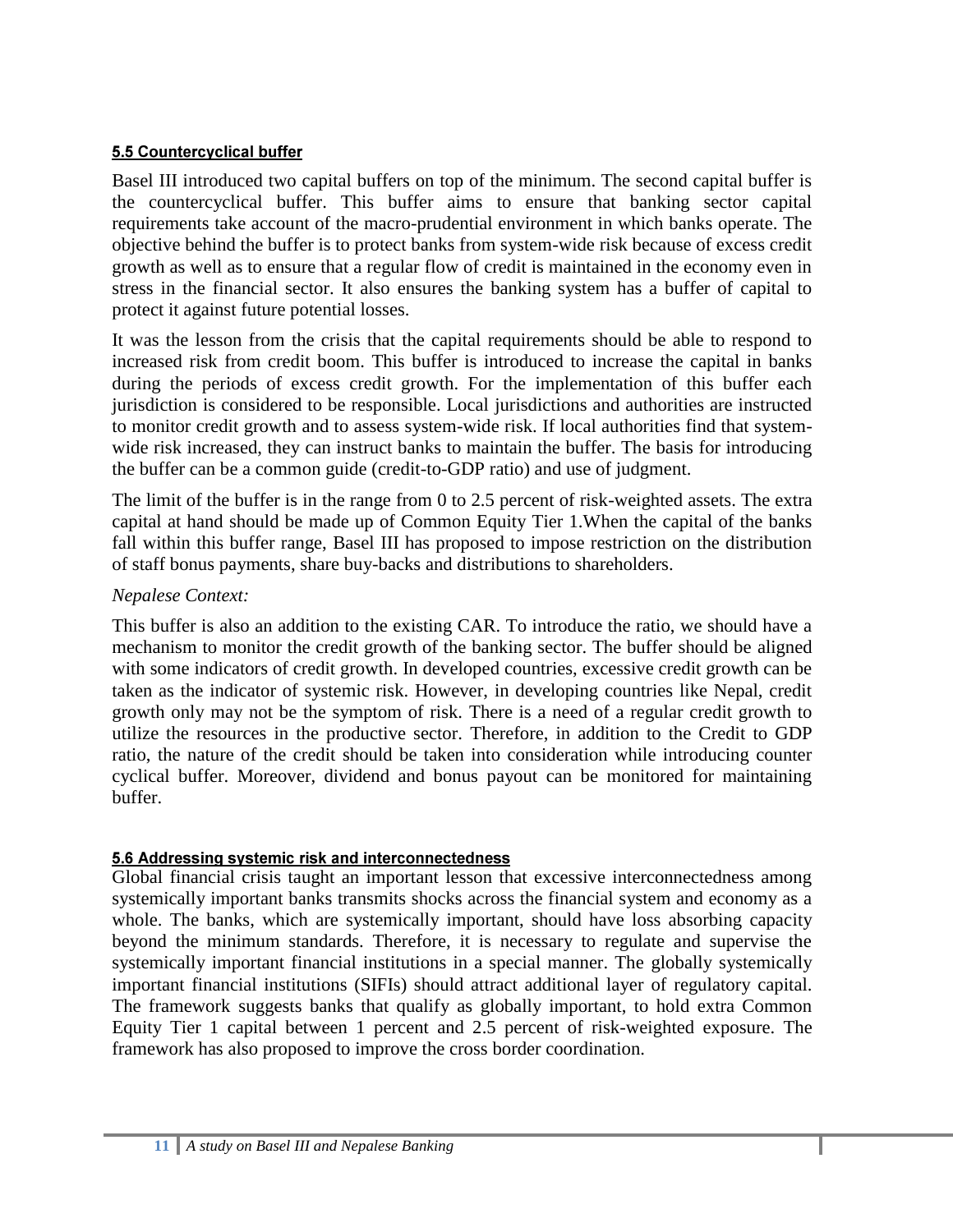### 5.5 Countercyclical buffer

Basel III introduced two capital buffers on top of the minimum. The second capital buffer is the countercyclical buffer. This buffer aims to ensure that banking sector capital requirements take account of the macro-prudential environment in which banks operate. The objective behind the buffer is to protect banks from system-wide risk because of excess credit growth as well as to ensure that a regular flow of credit is maintained in the economy even in stress in the financial sector. It also ensures the banking system has a buffer of capital to protect it against future potential losses.

It was the lesson from the crisis that the capital requirements should be able to respond to increased risk from credit boom. This buffer is introduced to increase the capital in banks during the periods of excess credit growth. For the implementation of this buffer each jurisdiction is considered to be responsible. Local jurisdictions and authorities are instructed to monitor credit growth and to assess system-wide risk. If local authorities find that system-wide risk increased, they can instruct banks to maintain the buffer. The basis for introducing the buffer can be a common guide (credit-to-GDP ratio) and use of judgment.

The limit of the buffer is in the range from 0 to 2.5 percent of risk-weighted assets. The extra capital at hand should be made up of Common Equity Tier 1.When the capital of the banks fall within this buffer range, Basel III has proposed to impose restriction on the distribution of staff bonus payments, share buy-backs and distributions to shareholders.

*Nepalese Context:*

This buffer is also an addition to the existing CAR. To introduce the ratio, we should have a mechanism to monitor the credit growth of the banking sector. The buffer should be aligned with some indicators of credit growth. In developed countries, excessive credit growth can be taken as the indicator of systemic risk. However, in developing countries like Nepal, credit growth only may not be the symptom of risk. There is a need of a regular credit growth to utilize the resources in the productive sector. Therefore, in addition to the Credit to GDP ratio, the nature of the credit should be taken into consideration while introducing counter cyclical buffer. Moreover, dividend and bonus payout can be monitored for maintaining buffer.

### 5.6 Addressing systemic risk and interconnectedness

Global financial crisis taught an important lesson that excessive interconnectedness among systemically important banks transmits shocks across the financial system and economy as a whole. The banks, which are systemically important, should have loss absorbing capacity beyond the minimum standards. Therefore, it is necessary to regulate and supervise the systemically important financial institutions in a special manner. The globally systemically important financial institutions (SIFIs) should attract additional layer of regulatory capital. The framework suggests banks that qualify as globally important, to hold extra Common Equity Tier 1 capital between 1 percent and 2.5 percent of risk-weighted exposure. The framework has also proposed to improve the cross border coordination.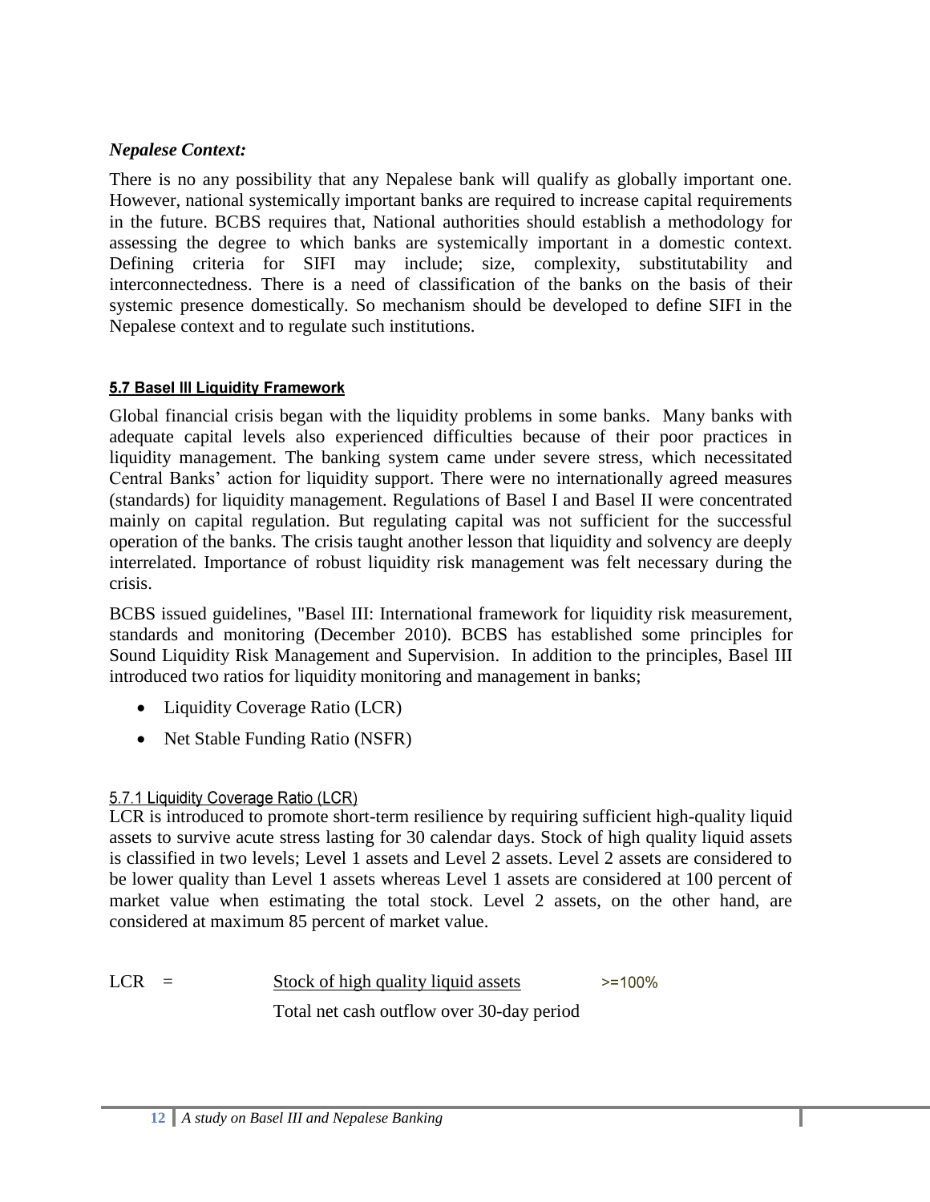*Nepalese Context:*

There is no any possibility that any Nepalese bank will qualify as globally important one. However, national systemically important banks are required to increase capital requirements in the future. BCBS requires that, National authorities should establish a methodology for assessing the degree to which banks are systemically important in a domestic context. Defining criteria for SIFI may include; size, complexity, substitutability and interconnectedness. There is a need of classification of the banks on the basis of their systemic presence domestically. So mechanism should be developed to define SIFI in the Nepalese context and to regulate such institutions.

## 5.7 Basel III Liquidity Framework

Global financial crisis began with the liquidity problems in some banks. Many banks with adequate capital levels also experienced difficulties because of their poor practices in liquidity management. The banking system came under severe stress, which necessitated Central Banks' action for liquidity support. There were no internationally agreed measures (standards) for liquidity management. Regulations of Basel I and Basel II were concentrated mainly on capital regulation. But regulating capital was not sufficient for the successful operation of the banks. The crisis taught another lesson that liquidity and solvency are deeply interrelated. Importance of robust liquidity risk management was felt necessary during the crisis.

BCBS issued guidelines, "Basel III: International framework for liquidity risk measurement, standards and monitoring (December 2010). BCBS has established some principles for Sound Liquidity Risk Management and Supervision. In addition to the principles, Basel III introduced two ratios for liquidity monitoring and management in banks;

- Liquidity Coverage Ratio (LCR)
- Net Stable Funding Ratio (NSFR)

### 5.7.1 Liquidity Coverage Ratio (LCR)

LCR is introduced to promote short-term resilience by requiring sufficient high-quality liquid assets to survive acute stress lasting for 30 calendar days. Stock of high quality liquid assets is classified in two levels; Level 1 assets and Level 2 assets. Level 2 assets are considered to be lower quality than Level 1 assets whereas Level 1 assets are considered at 100 percent of market value when estimating the total stock. Level 2 assets, on the other hand, are considered at maximum 85 percent of market value.

$$LCR = \frac{\text{Stock of high quality liquid assets}}{\text{Total net cash outflow over 30-day period}} \geq 100\%$$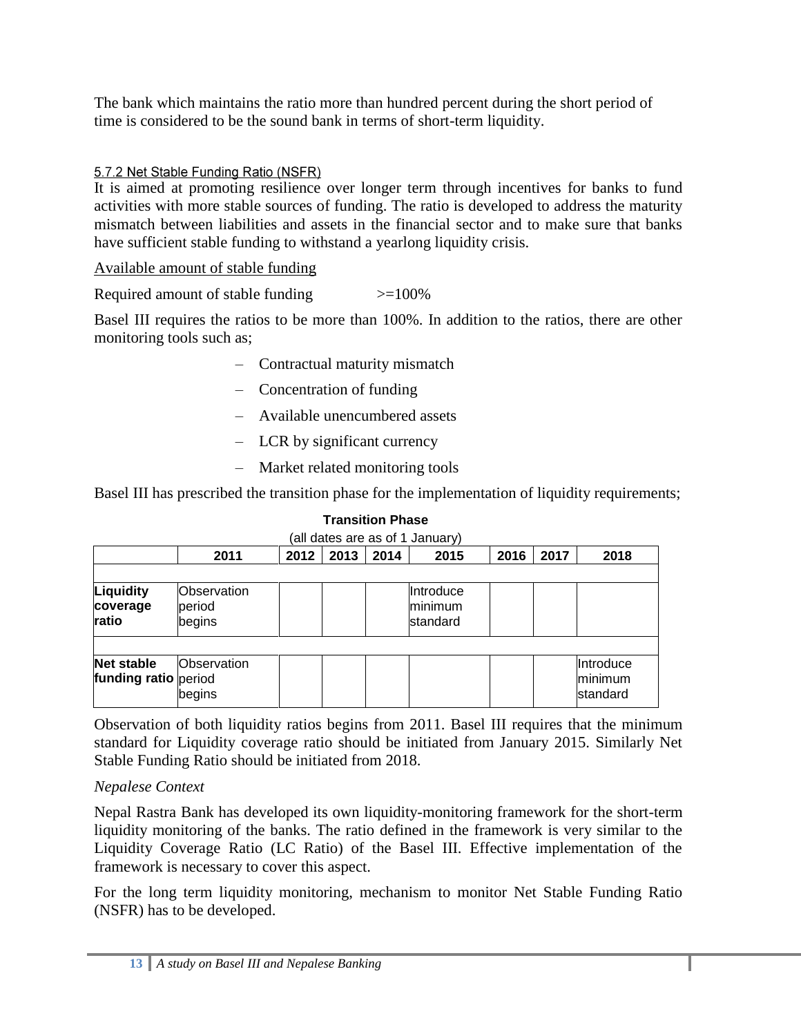The bank which maintains the ratio more than hundred percent during the short period of time is considered to be the sound bank in terms of short-term liquidity.

#### 5.7.2 Net Stable Funding Ratio (NSFR)

It is aimed at promoting resilience over longer term through incentives for banks to fund activities with more stable sources of funding. The ratio is developed to address the maturity mismatch between liabilities and assets in the financial sector and to make sure that banks have sufficient stable funding to withstand a yearlong liquidity crisis.

$$\frac{\text{Available amount of stable funding}}{\text{Required amount of stable funding}} >= 100\%$$

Basel III requires the ratios to be more than 100%. In addition to the ratios, there are other monitoring tools such as;

- Contractual maturity mismatch
- Concentration of funding
- Available unencumbered assets
- LCR by significant currency
- Market related monitoring tools

Basel III has prescribed the transition phase for the implementation of liquidity requirements;

**Transition Phase**

(all dates are as of 1 January)

| | 2011 | 2012 | 2013 | 2014 | 2015 | 2016 | 2017 | 2018 |
|---|---|---|---|---|---|---|---|---|
| **Liquidity coverage ratio** | Observation period begins | | | | Introduce minimum standard | | | |
| **Net stable funding ratio** | Observation period begins | | | | | | | Introduce minimum standard |

Observation of both liquidity ratios begins from 2011. Basel III requires that the minimum standard for Liquidity coverage ratio should be initiated from January 2015. Similarly Net Stable Funding Ratio should be initiated from 2018.

*Nepalese Context*

Nepal Rastra Bank has developed its own liquidity-monitoring framework for the short-term liquidity monitoring of the banks. The ratio defined in the framework is very similar to the Liquidity Coverage Ratio (LC Ratio) of the Basel III. Effective implementation of the framework is necessary to cover this aspect.

For the long term liquidity monitoring, mechanism to monitor Net Stable Funding Ratio (NSFR) has to be developed.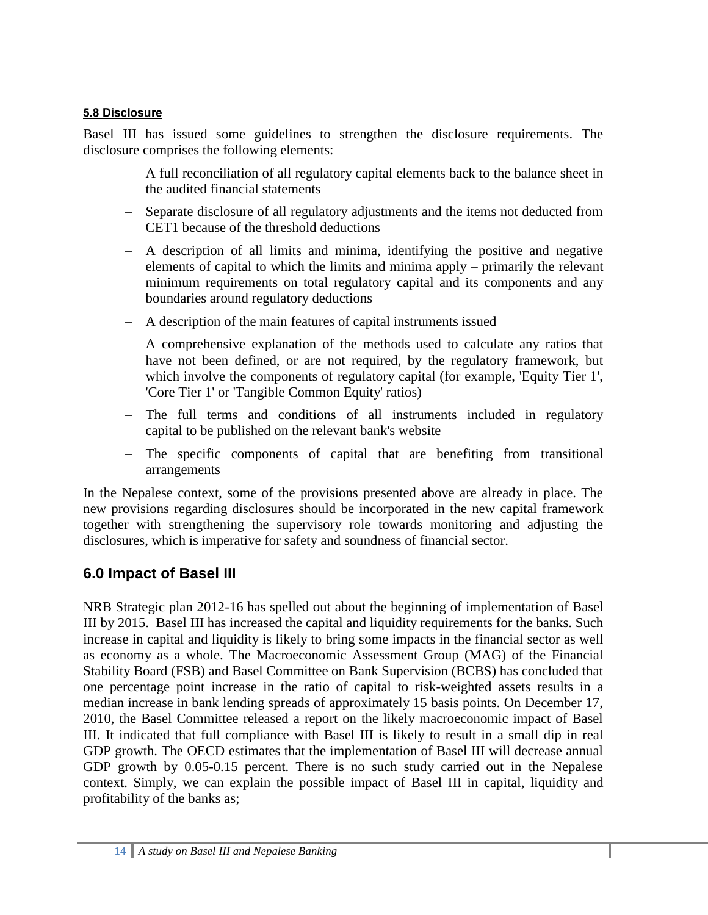#### 5.8 Disclosure

Basel III has issued some guidelines to strengthen the disclosure requirements. The disclosure comprises the following elements:

- A full reconciliation of all regulatory capital elements back to the balance sheet in the audited financial statements
- Separate disclosure of all regulatory adjustments and the items not deducted from CET1 because of the threshold deductions
- A description of all limits and minima, identifying the positive and negative elements of capital to which the limits and minima apply – primarily the relevant minimum requirements on total regulatory capital and its components and any boundaries around regulatory deductions
- A description of the main features of capital instruments issued
- A comprehensive explanation of the methods used to calculate any ratios that have not been defined, or are not required, by the regulatory framework, but which involve the components of regulatory capital (for example, 'Equity Tier 1', 'Core Tier 1' or 'Tangible Common Equity' ratios)
- The full terms and conditions of all instruments included in regulatory capital to be published on the relevant bank's website
- The specific components of capital that are benefiting from transitional arrangements

In the Nepalese context, some of the provisions presented above are already in place. The new provisions regarding disclosures should be incorporated in the new capital framework together with strengthening the supervisory role towards monitoring and adjusting the disclosures, which is imperative for safety and soundness of financial sector.

## 6.0 Impact of Basel III

NRB Strategic plan 2012-16 has spelled out about the beginning of implementation of Basel III by 2015. Basel III has increased the capital and liquidity requirements for the banks. Such increase in capital and liquidity is likely to bring some impacts in the financial sector as well as economy as a whole. The Macroeconomic Assessment Group (MAG) of the Financial Stability Board (FSB) and Basel Committee on Bank Supervision (BCBS) has concluded that one percentage point increase in the ratio of capital to risk-weighted assets results in a median increase in bank lending spreads of approximately 15 basis points. On December 17, 2010, the Basel Committee released a report on the likely macroeconomic impact of Basel III. It indicated that full compliance with Basel III is likely to result in a small dip in real GDP growth. The OECD estimates that the implementation of Basel III will decrease annual GDP growth by 0.05-0.15 percent. There is no such study carried out in the Nepalese context. Simply, we can explain the possible impact of Basel III in capital, liquidity and profitability of the banks as;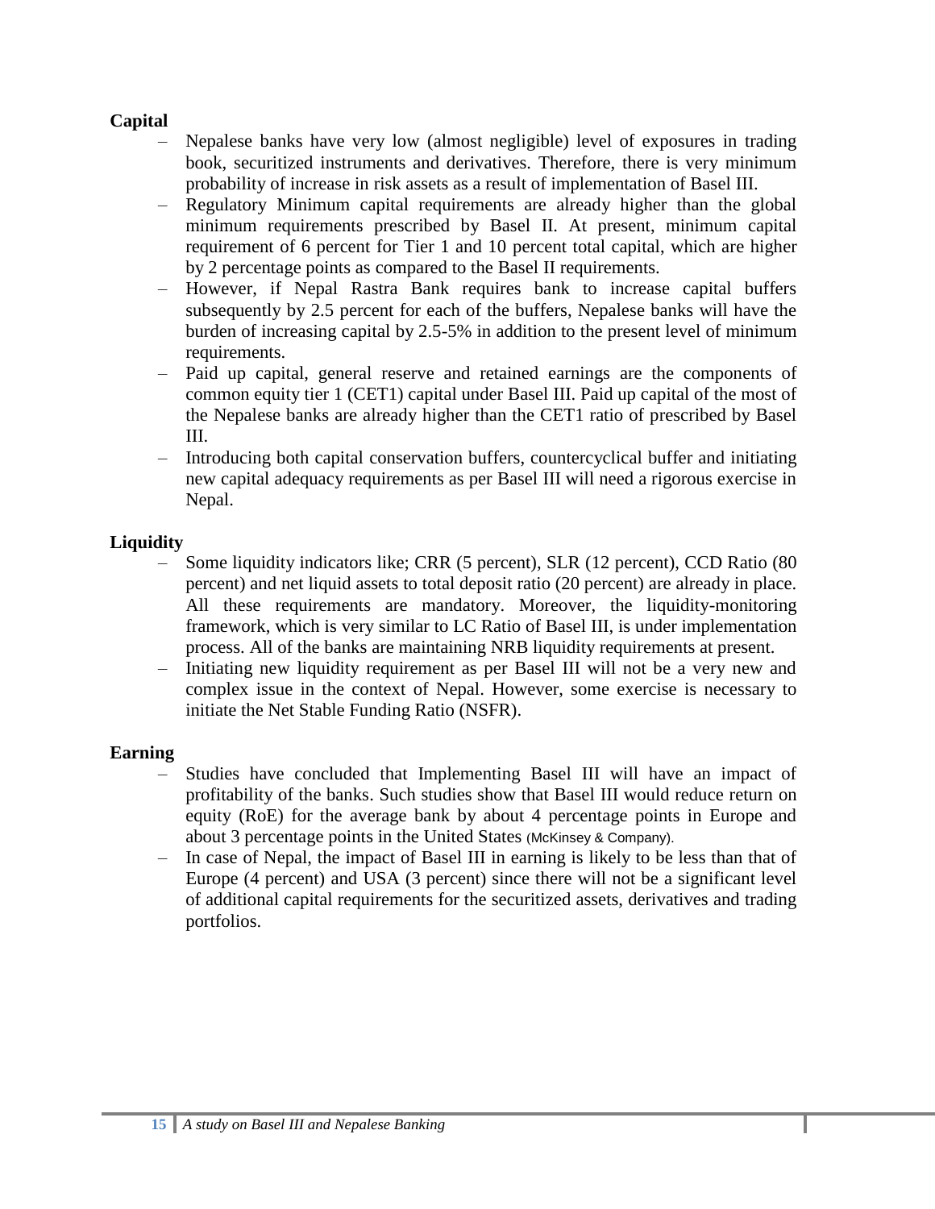**Capital**

- Nepalese banks have very low (almost negligible) level of exposures in trading book, securitized instruments and derivatives. Therefore, there is very minimum probability of increase in risk assets as a result of implementation of Basel III.
- Regulatory Minimum capital requirements are already higher than the global minimum requirements prescribed by Basel II. At present, minimum capital requirement of 6 percent for Tier 1 and 10 percent total capital, which are higher by 2 percentage points as compared to the Basel II requirements.
- However, if Nepal Rastra Bank requires bank to increase capital buffers subsequently by 2.5 percent for each of the buffers, Nepalese banks will have the burden of increasing capital by 2.5-5% in addition to the present level of minimum requirements.
- Paid up capital, general reserve and retained earnings are the components of common equity tier 1 (CET1) capital under Basel III. Paid up capital of the most of the Nepalese banks are already higher than the CET1 ratio of prescribed by Basel III.
- Introducing both capital conservation buffers, countercyclical buffer and initiating new capital adequacy requirements as per Basel III will need a rigorous exercise in Nepal.

**Liquidity**

- Some liquidity indicators like; CRR (5 percent), SLR (12 percent), CCD Ratio (80 percent) and net liquid assets to total deposit ratio (20 percent) are already in place. All these requirements are mandatory. Moreover, the liquidity-monitoring framework, which is very similar to LC Ratio of Basel III, is under implementation process. All of the banks are maintaining NRB liquidity requirements at present.
- Initiating new liquidity requirement as per Basel III will not be a very new and complex issue in the context of Nepal. However, some exercise is necessary to initiate the Net Stable Funding Ratio (NSFR).

**Earning**

- Studies have concluded that Implementing Basel III will have an impact of profitability of the banks. Such studies show that Basel III would reduce return on equity (RoE) for the average bank by about 4 percentage points in Europe and about 3 percentage points in the United States (McKinsey & Company).
- In case of Nepal, the impact of Basel III in earning is likely to be less than that of Europe (4 percent) and USA (3 percent) since there will not be a significant level of additional capital requirements for the securitized assets, derivatives and trading portfolios.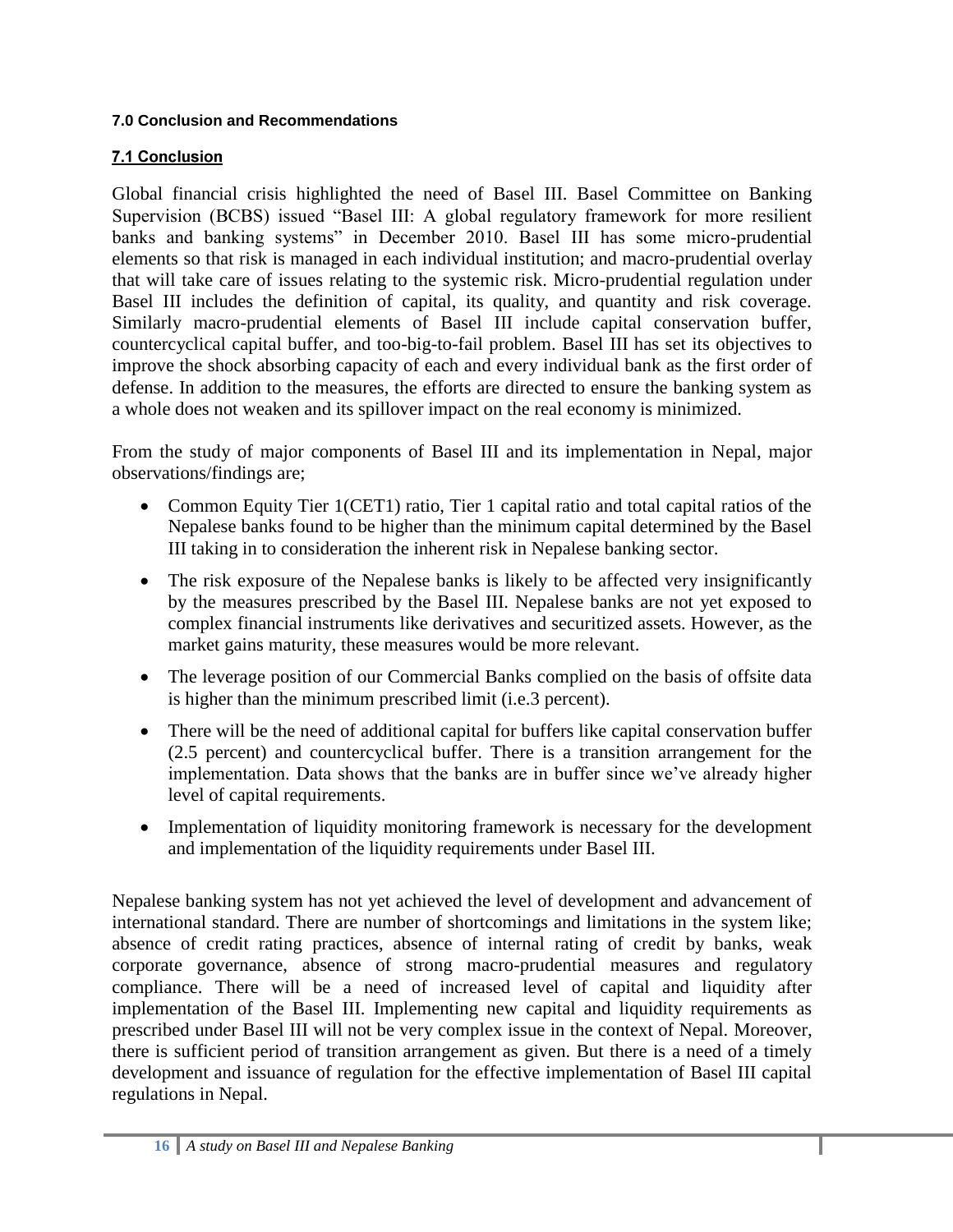#### 7.0 Conclusion and Recommendations

#### 7.1 Conclusion

Global financial crisis highlighted the need of Basel III. Basel Committee on Banking Supervision (BCBS) issued "Basel III: A global regulatory framework for more resilient banks and banking systems" in December 2010. Basel III has some micro-prudential elements so that risk is managed in each individual institution; and macro-prudential overlay that will take care of issues relating to the systemic risk. Micro-prudential regulation under Basel III includes the definition of capital, its quality, and quantity and risk coverage. Similarly macro-prudential elements of Basel III include capital conservation buffer, countercyclical capital buffer, and too-big-to-fail problem. Basel III has set its objectives to improve the shock absorbing capacity of each and every individual bank as the first order of defense. In addition to the measures, the efforts are directed to ensure the banking system as a whole does not weaken and its spillover impact on the real economy is minimized.

From the study of major components of Basel III and its implementation in Nepal, major observations/findings are;

- Common Equity Tier 1(CET1) ratio, Tier 1 capital ratio and total capital ratios of the Nepalese banks found to be higher than the minimum capital determined by the Basel III taking in to consideration the inherent risk in Nepalese banking sector.
- The risk exposure of the Nepalese banks is likely to be affected very insignificantly by the measures prescribed by the Basel III. Nepalese banks are not yet exposed to complex financial instruments like derivatives and securitized assets. However, as the market gains maturity, these measures would be more relevant.
- The leverage position of our Commercial Banks complied on the basis of offsite data is higher than the minimum prescribed limit (i.e.3 percent).
- There will be the need of additional capital for buffers like capital conservation buffer (2.5 percent) and countercyclical buffer. There is a transition arrangement for the implementation. Data shows that the banks are in buffer since we've already higher level of capital requirements.
- Implementation of liquidity monitoring framework is necessary for the development and implementation of the liquidity requirements under Basel III.

Nepalese banking system has not yet achieved the level of development and advancement of international standard. There are number of shortcomings and limitations in the system like; absence of credit rating practices, absence of internal rating of credit by banks, weak corporate governance, absence of strong macro-prudential measures and regulatory compliance. There will be a need of increased level of capital and liquidity after implementation of the Basel III. Implementing new capital and liquidity requirements as prescribed under Basel III will not be very complex issue in the context of Nepal. Moreover, there is sufficient period of transition arrangement as given. But there is a need of a timely development and issuance of regulation for the effective implementation of Basel III capital regulations in Nepal.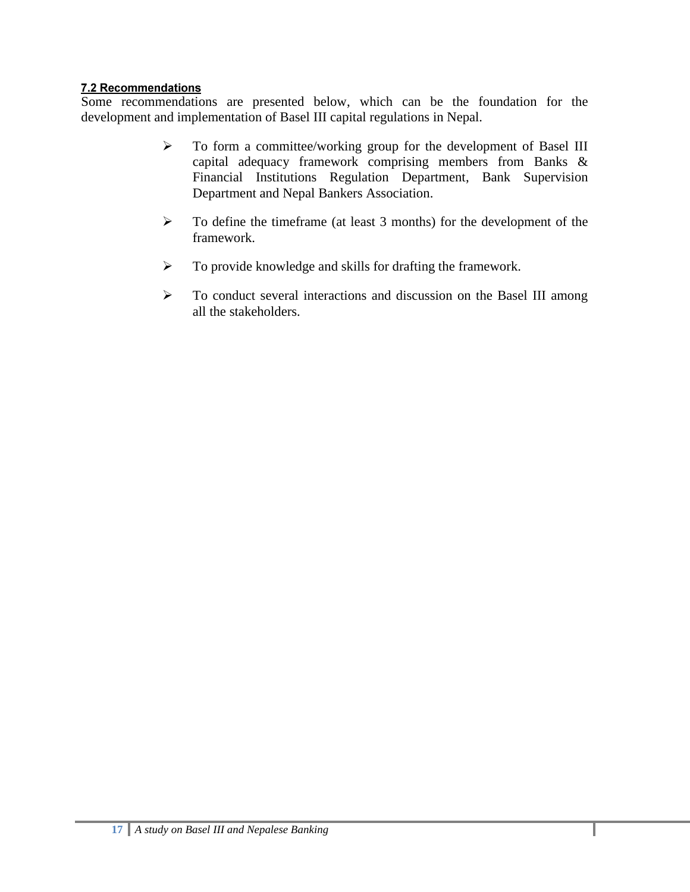### 7.2 Recommendations

Some recommendations are presented below, which can be the foundation for the development and implementation of Basel III capital regulations in Nepal.

- To form a committee/working group for the development of Basel III capital adequacy framework comprising members from Banks & Financial Institutions Regulation Department, Bank Supervision Department and Nepal Bankers Association.
- To define the timeframe (at least 3 months) for the development of the framework.
- To provide knowledge and skills for drafting the framework.
- To conduct several interactions and discussion on the Basel III among all the stakeholders.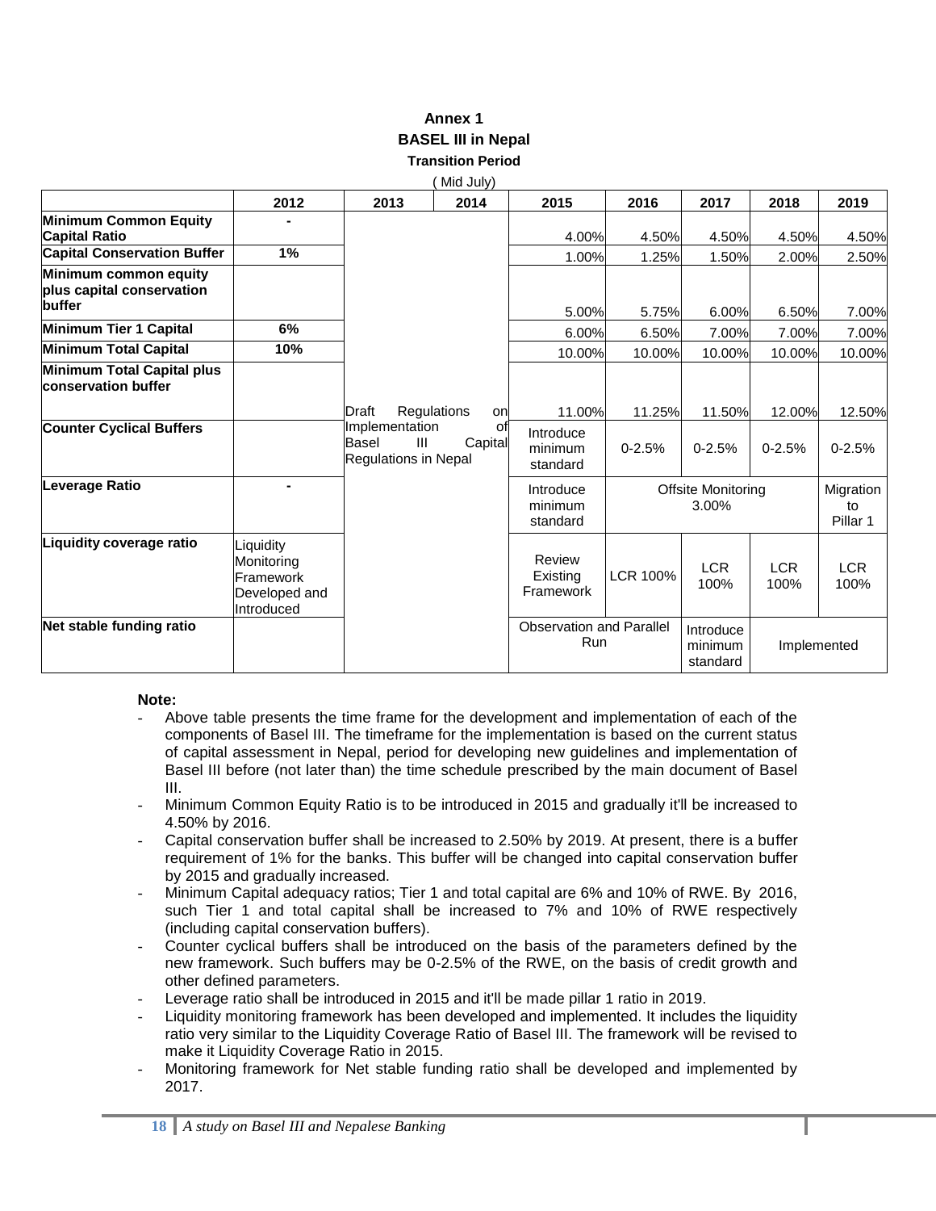# Annex 1

## BASEL III in Nepal

### Transition Period

( Mid July)

| | 2012 | 2013 | 2014 | 2015 | 2016 | 2017 | 2018 | 2019 |
|---|---|---|---|---|---|---|---|---|
| **Minimum Common Equity Capital Ratio** | - | Draft Regulations on Implementation of Basel III Capital Regulations in Nepal | | 4.00% | 4.50% | 4.50% | 4.50% | 4.50% |
| **Capital Conservation Buffer** | 1% | | | 1.00% | 1.25% | 1.50% | 2.00% | 2.50% |
| **Minimum common equity plus capital conservation buffer** | | | | 5.00% | 5.75% | 6.00% | 6.50% | 7.00% |
| **Minimum Tier 1 Capital** | 6% | | | 6.00% | 6.50% | 7.00% | 7.00% | 7.00% |
| **Minimum Total Capital** | 10% | | | 10.00% | 10.00% | 10.00% | 10.00% | 10.00% |
| **Minimum Total Capital plus conservation buffer** | | | | 11.00% | 11.25% | 11.50% | 12.00% | 12.50% |
| **Counter Cyclical Buffers** | | | | Introduce minimum standard | 0-2.5% | 0-2.5% | 0-2.5% | 0-2.5% |
| **Leverage Ratio** | - | | | Introduce minimum standard | Offsite Monitoring 3.00% | | | Migration to Pillar 1 |
| **Liquidity coverage ratio** | Liquidity Monitoring Framework Developed and Introduced | | | Review Existing Framework | LCR 100% | LCR 100% | LCR 100% | LCR 100% |
| **Net stable funding ratio** | | | | Observation and Parallel Run | | Introduce minimum standard | Implemented | |

**Note:**

- Above table presents the time frame for the development and implementation of each of the components of Basel III. The timeframe for the implementation is based on the current status of capital assessment in Nepal, period for developing new guidelines and implementation of Basel III before (not later than) the time schedule prescribed by the main document of Basel III.
- Minimum Common Equity Ratio is to be introduced in 2015 and gradually it'll be increased to 4.50% by 2016.
- Capital conservation buffer shall be increased to 2.50% by 2019. At present, there is a buffer requirement of 1% for the banks. This buffer will be changed into capital conservation buffer by 2015 and gradually increased.
- Minimum Capital adequacy ratios; Tier 1 and total capital are 6% and 10% of RWE. By 2016, such Tier 1 and total capital shall be increased to 7% and 10% of RWE respectively (including capital conservation buffers).
- Counter cyclical buffers shall be introduced on the basis of the parameters defined by the new framework. Such buffers may be 0-2.5% of the RWE, on the basis of credit growth and other defined parameters.
- Leverage ratio shall be introduced in 2015 and it'll be made pillar 1 ratio in 2019.
- Liquidity monitoring framework has been developed and implemented. It includes the liquidity ratio very similar to the Liquidity Coverage Ratio of Basel III. The framework will be revised to make it Liquidity Coverage Ratio in 2015.
- Monitoring framework for Net stable funding ratio shall be developed and implemented by 2017.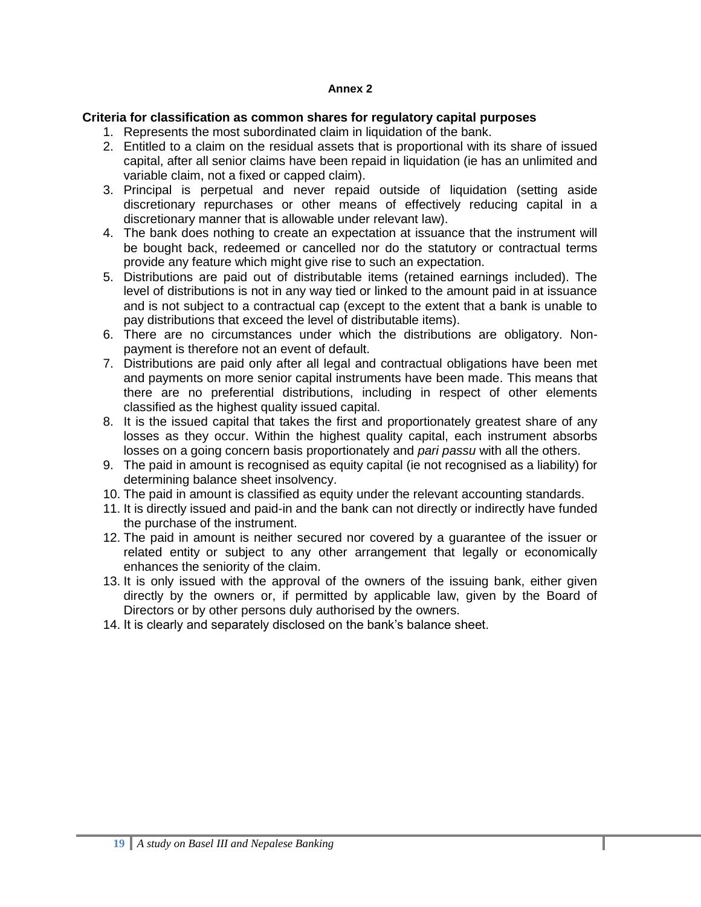**Annex 2**

**Criteria for classification as common shares for regulatory capital purposes**

1. Represents the most subordinated claim in liquidation of the bank.
2. Entitled to a claim on the residual assets that is proportional with its share of issued capital, after all senior claims have been repaid in liquidation (ie has an unlimited and variable claim, not a fixed or capped claim).
3. Principal is perpetual and never repaid outside of liquidation (setting aside discretionary repurchases or other means of effectively reducing capital in a discretionary manner that is allowable under relevant law).
4. The bank does nothing to create an expectation at issuance that the instrument will be bought back, redeemed or cancelled nor do the statutory or contractual terms provide any feature which might give rise to such an expectation.
5. Distributions are paid out of distributable items (retained earnings included). The level of distributions is not in any way tied or linked to the amount paid in at issuance and is not subject to a contractual cap (except to the extent that a bank is unable to pay distributions that exceed the level of distributable items).
6. There are no circumstances under which the distributions are obligatory. Non-payment is therefore not an event of default.
7. Distributions are paid only after all legal and contractual obligations have been met and payments on more senior capital instruments have been made. This means that there are no preferential distributions, including in respect of other elements classified as the highest quality issued capital.
8. It is the issued capital that takes the first and proportionately greatest share of any losses as they occur. Within the highest quality capital, each instrument absorbs losses on a going concern basis proportionately and *pari passu* with all the others.
9. The paid in amount is recognised as equity capital (ie not recognised as a liability) for determining balance sheet insolvency.
10. The paid in amount is classified as equity under the relevant accounting standards.
11. It is directly issued and paid-in and the bank can not directly or indirectly have funded the purchase of the instrument.
12. The paid in amount is neither secured nor covered by a guarantee of the issuer or related entity or subject to any other arrangement that legally or economically enhances the seniority of the claim.
13. It is only issued with the approval of the owners of the issuing bank, either given directly by the owners or, if permitted by applicable law, given by the Board of Directors or by other persons duly authorised by the owners.
14. It is clearly and separately disclosed on the bank's balance sheet.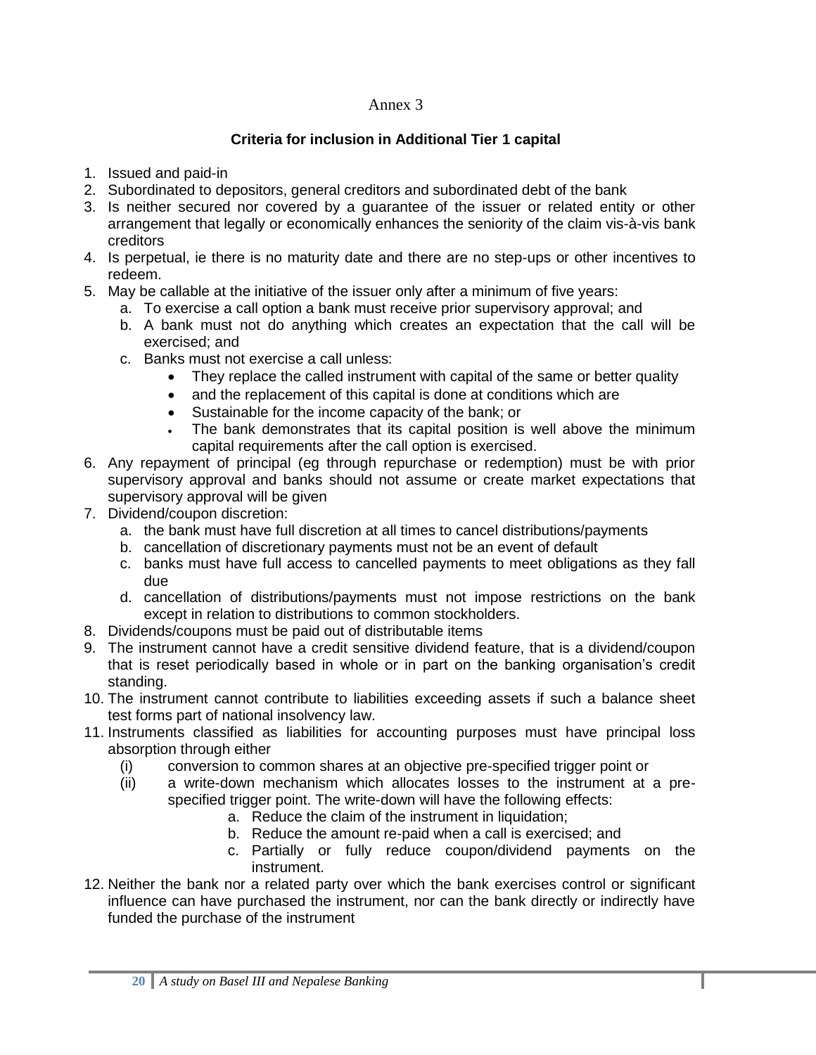Annex 3

## Criteria for inclusion in Additional Tier 1 capital

1. Issued and paid-in
2. Subordinated to depositors, general creditors and subordinated debt of the bank
3. Is neither secured nor covered by a guarantee of the issuer or related entity or other arrangement that legally or economically enhances the seniority of the claim vis-à-vis bank creditors
4. Is perpetual, ie there is no maturity date and there are no step-ups or other incentives to redeem.
5. May be callable at the initiative of the issuer only after a minimum of five years:
   a. To exercise a call option a bank must receive prior supervisory approval; and
   b. A bank must not do anything which creates an expectation that the call will be exercised; and
   c. Banks must not exercise a call unless:
      - They replace the called instrument with capital of the same or better quality
      - and the replacement of this capital is done at conditions which are
      - Sustainable for the income capacity of the bank; or
      - The bank demonstrates that its capital position is well above the minimum capital requirements after the call option is exercised.
6. Any repayment of principal (eg through repurchase or redemption) must be with prior supervisory approval and banks should not assume or create market expectations that supervisory approval will be given
7. Dividend/coupon discretion:
   a. the bank must have full discretion at all times to cancel distributions/payments
   b. cancellation of discretionary payments must not be an event of default
   c. banks must have full access to cancelled payments to meet obligations as they fall due
   d. cancellation of distributions/payments must not impose restrictions on the bank except in relation to distributions to common stockholders.
8. Dividends/coupons must be paid out of distributable items
9. The instrument cannot have a credit sensitive dividend feature, that is a dividend/coupon that is reset periodically based in whole or in part on the banking organisation's credit standing.
10. The instrument cannot contribute to liabilities exceeding assets if such a balance sheet test forms part of national insolvency law.
11. Instruments classified as liabilities for accounting purposes must have principal loss absorption through either
    (i) conversion to common shares at an objective pre-specified trigger point or
    (ii) a write-down mechanism which allocates losses to the instrument at a pre-specified trigger point. The write-down will have the following effects:
        a. Reduce the claim of the instrument in liquidation;
        b. Reduce the amount re-paid when a call is exercised; and
        c. Partially or fully reduce coupon/dividend payments on the instrument.
12. Neither the bank nor a related party over which the bank exercises control or significant influence can have purchased the instrument, nor can the bank directly or indirectly have funded the purchase of the instrument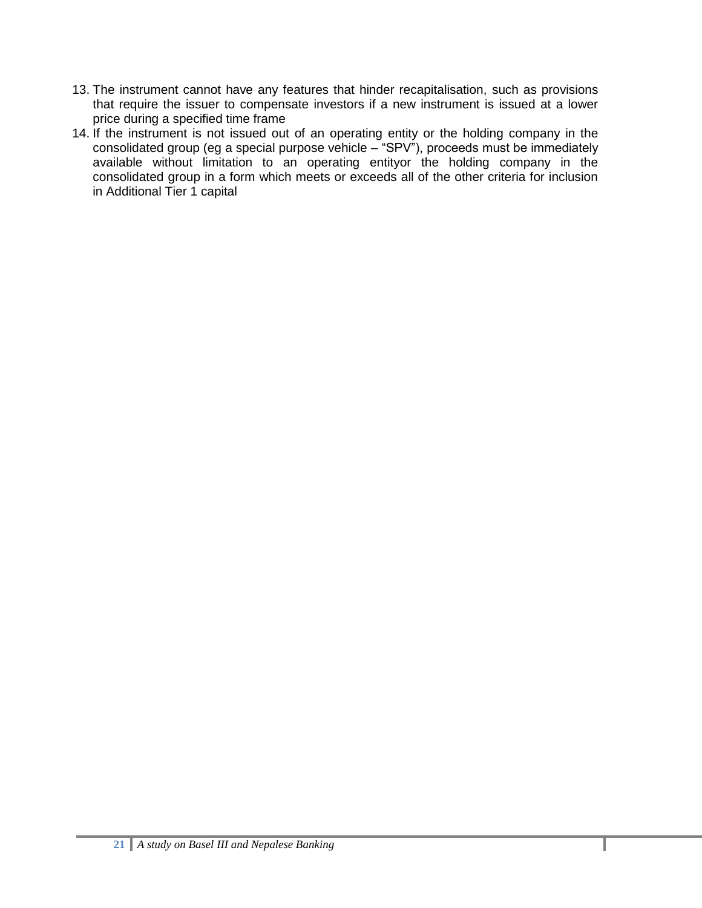13. The instrument cannot have any features that hinder recapitalisation, such as provisions that require the issuer to compensate investors if a new instrument is issued at a lower price during a specified time frame
14. If the instrument is not issued out of an operating entity or the holding company in the consolidated group (eg a special purpose vehicle – "SPV"), proceeds must be immediately available without limitation to an operating entityor the holding company in the consolidated group in a form which meets or exceeds all of the other criteria for inclusion in Additional Tier 1 capital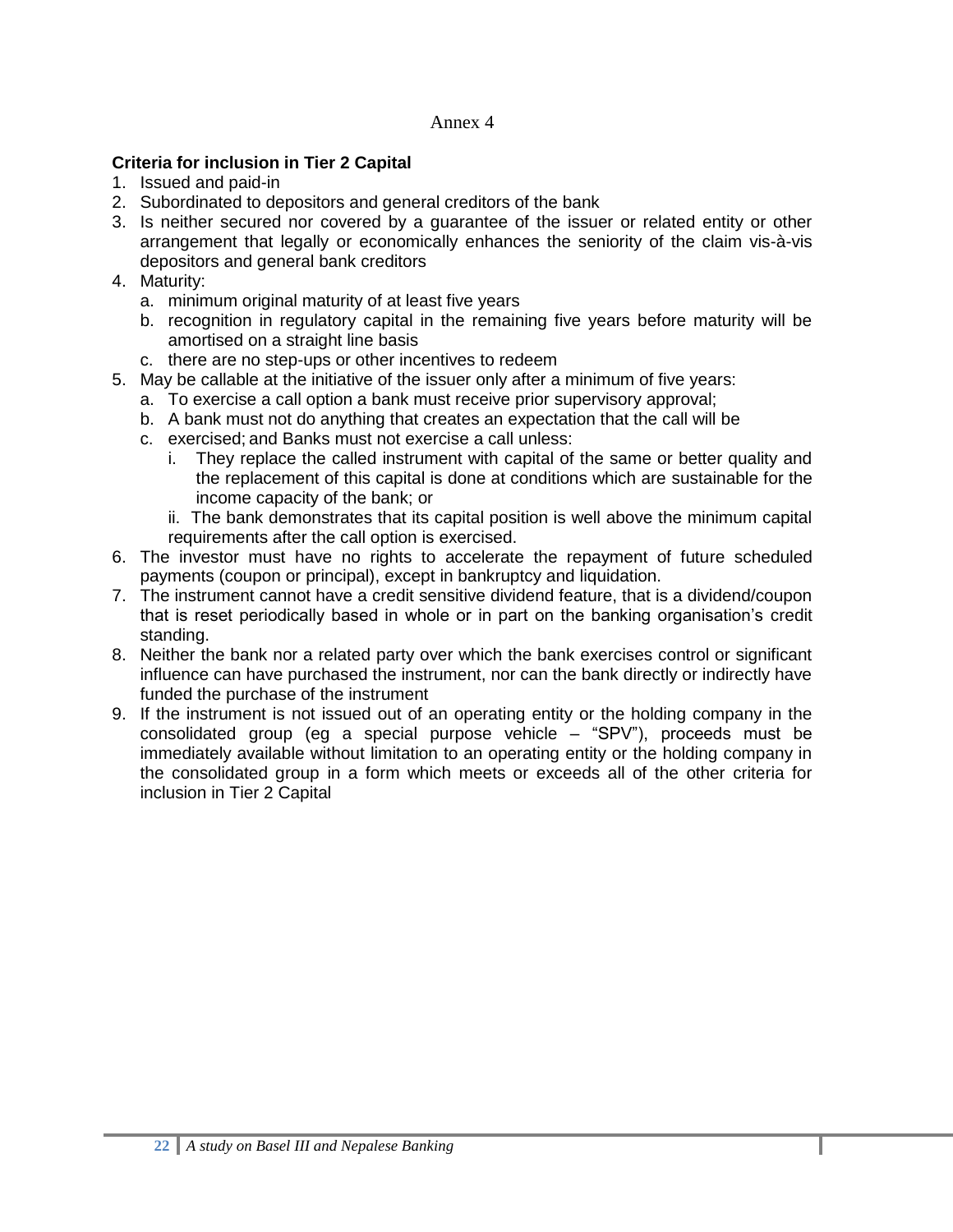Annex 4

**Criteria for inclusion in Tier 2 Capital**

1. Issued and paid-in
2. Subordinated to depositors and general creditors of the bank
3. Is neither secured nor covered by a guarantee of the issuer or related entity or other arrangement that legally or economically enhances the seniority of the claim vis-à-vis depositors and general bank creditors
4. Maturity:
   a. minimum original maturity of at least five years
   b. recognition in regulatory capital in the remaining five years before maturity will be amortised on a straight line basis
   c. there are no step-ups or other incentives to redeem
5. May be callable at the initiative of the issuer only after a minimum of five years:
   a. To exercise a call option a bank must receive prior supervisory approval;
   b. A bank must not do anything that creates an expectation that the call will be
   c. exercised; and Banks must not exercise a call unless:
      i. They replace the called instrument with capital of the same or better quality and the replacement of this capital is done at conditions which are sustainable for the income capacity of the bank; or
      ii. The bank demonstrates that its capital position is well above the minimum capital requirements after the call option is exercised.
6. The investor must have no rights to accelerate the repayment of future scheduled payments (coupon or principal), except in bankruptcy and liquidation.
7. The instrument cannot have a credit sensitive dividend feature, that is a dividend/coupon that is reset periodically based in whole or in part on the banking organisation's credit standing.
8. Neither the bank nor a related party over which the bank exercises control or significant influence can have purchased the instrument, nor can the bank directly or indirectly have funded the purchase of the instrument
9. If the instrument is not issued out of an operating entity or the holding company in the consolidated group (eg a special purpose vehicle – "SPV"), proceeds must be immediately available without limitation to an operating entity or the holding company in the consolidated group in a form which meets or exceeds all of the other criteria for inclusion in Tier 2 Capital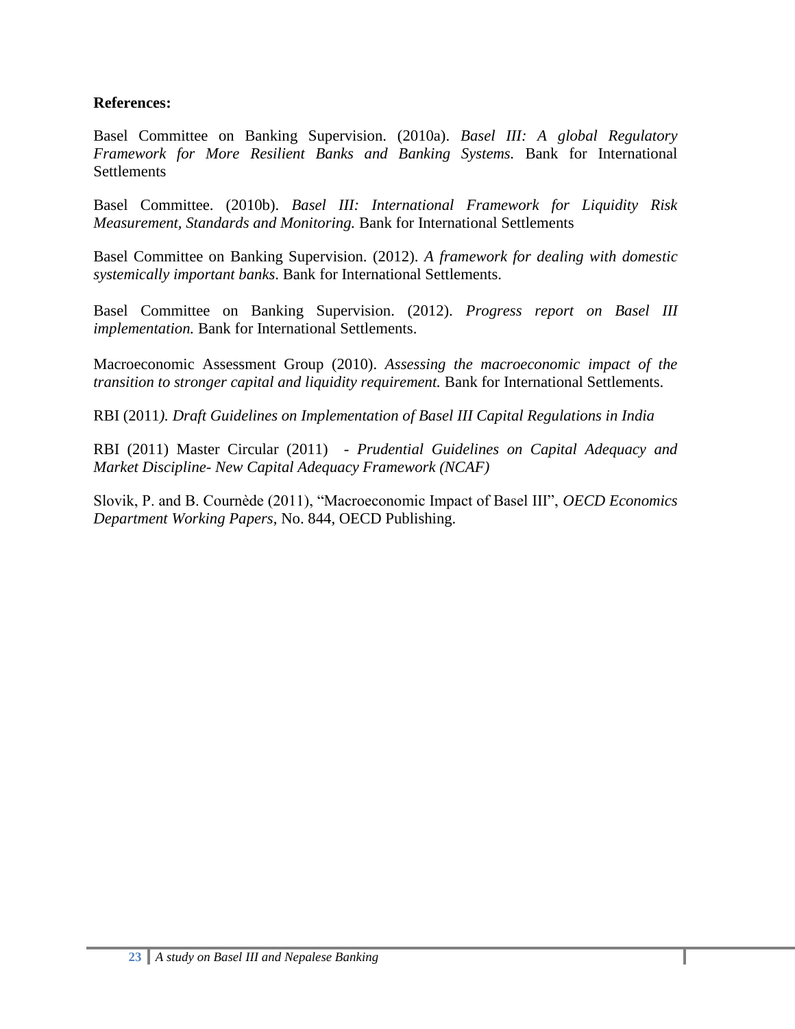**References:**

Basel Committee on Banking Supervision. (2010a). *Basel III: A global Regulatory Framework for More Resilient Banks and Banking Systems.* Bank for International Settlements

Basel Committee. (2010b). *Basel III: International Framework for Liquidity Risk Measurement, Standards and Monitoring.* Bank for International Settlements

Basel Committee on Banking Supervision. (2012). *A framework for dealing with domestic systemically important banks*. Bank for International Settlements.

Basel Committee on Banking Supervision. (2012). *Progress report on Basel III implementation.* Bank for International Settlements.

Macroeconomic Assessment Group (2010). *Assessing the macroeconomic impact of the transition to stronger capital and liquidity requirement.* Bank for International Settlements.

RBI (2011*). Draft Guidelines on Implementation of Basel III Capital Regulations in India*

RBI (2011) Master Circular (2011) - *Prudential Guidelines on Capital Adequacy and Market Discipline- New Capital Adequacy Framework (NCAF)*

Slovik, P. and B. Cournède (2011), "Macroeconomic Impact of Basel III", *OECD Economics Department Working Papers*, No. 844, OECD Publishing.